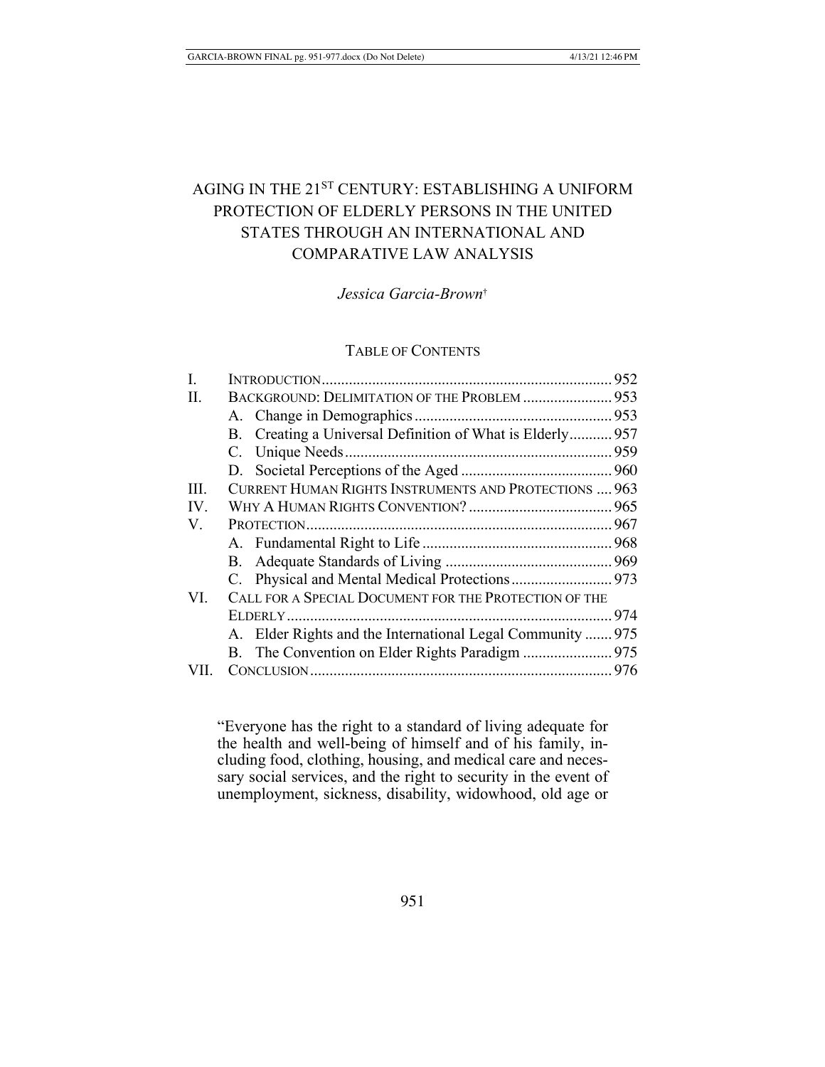# AGING IN THE 21ST CENTURY: ESTABLISHING A UNIFORM PROTECTION OF ELDERLY PERSONS IN THE UNITED STATES THROUGH AN INTERNATIONAL AND COMPARATIVE LAW ANALYSIS

*Jessica Garcia-Brown*†

TABLE OF CONTENTS

| | | |
|---|---|---|
| I. | INTRODUCTION | 952 |
| II. | BACKGROUND: DELIMITATION OF THE PROBLEM | 953 |
| | A. Change in Demographics | 953 |
| | B. Creating a Universal Definition of What is Elderly | 957 |
| | C. Unique Needs | 959 |
| | D. Societal Perceptions of the Aged | 960 |
| III. | CURRENT HUMAN RIGHTS INSTRUMENTS AND PROTECTIONS | 963 |
| IV. | WHY A HUMAN RIGHTS CONVENTION? | 965 |
| V. | PROTECTION | 967 |
| | A. Fundamental Right to Life | 968 |
| | B. Adequate Standards of Living | 969 |
| | C. Physical and Mental Medical Protections | 973 |
| VI. | CALL FOR A SPECIAL DOCUMENT FOR THE PROTECTION OF THE ELDERLY | 974 |
| | A. Elder Rights and the International Legal Community | 975 |
| | B. The Convention on Elder Rights Paradigm | 975 |
| VII. | CONCLUSION | 976 |

> "Everyone has the right to a standard of living adequate for the health and well-being of himself and of his family, including food, clothing, housing, and medical care and necessary social services, and the right to security in the event of unemployment, sickness, disability, widowhood, old age or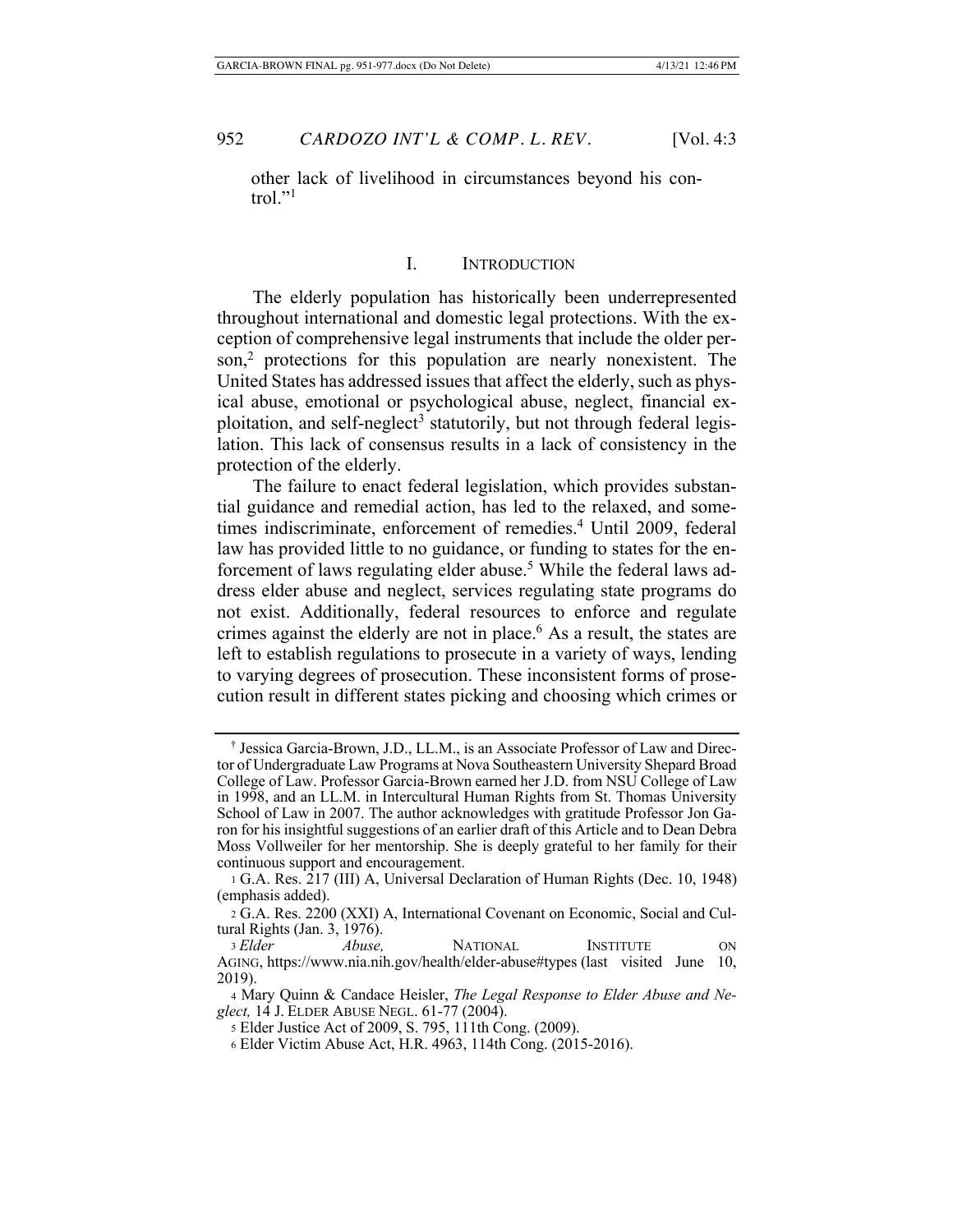other lack of livelihood in circumstances beyond his control."[1]

## I. INTRODUCTION

The elderly population has historically been underrepresented throughout international and domestic legal protections. With the exception of comprehensive legal instruments that include the older person,[2] protections for this population are nearly nonexistent. The United States has addressed issues that affect the elderly, such as physical abuse, emotional or psychological abuse, neglect, financial exploitation, and self-neglect[3] statutorily, but not through federal legislation. This lack of consensus results in a lack of consistency in the protection of the elderly.

The failure to enact federal legislation, which provides substantial guidance and remedial action, has led to the relaxed, and sometimes indiscriminate, enforcement of remedies.[4] Until 2009, federal law has provided little to no guidance, or funding to states for the enforcement of laws regulating elder abuse.[5] While the federal laws address elder abuse and neglect, services regulating state programs do not exist. Additionally, federal resources to enforce and regulate crimes against the elderly are not in place.[6] As a result, the states are left to establish regulations to prosecute in a variety of ways, lending to varying degrees of prosecution. These inconsistent forms of prosecution result in different states picking and choosing which crimes or

---

† Jessica Garcia-Brown, J.D., LL.M., is an Associate Professor of Law and Director of Undergraduate Law Programs at Nova Southeastern University Shepard Broad College of Law. Professor Garcia-Brown earned her J.D. from NSU College of Law in 1998, and an LL.M. in Intercultural Human Rights from St. Thomas University School of Law in 2007. The author acknowledges with gratitude Professor Jon Garon for his insightful suggestions of an earlier draft of this Article and to Dean Debra Moss Vollweiler for her mentorship. She is deeply grateful to her family for their continuous support and encouragement.

1 G.A. Res. 217 (III) A, Universal Declaration of Human Rights (Dec. 10, 1948) (emphasis added).

2 G.A. Res. 2200 (XXI) A, International Covenant on Economic, Social and Cultural Rights (Jan. 3, 1976).

3 *Elder Abuse,* NATIONAL INSTITUTE ON AGING, https://www.nia.nih.gov/health/elder-abuse#types (last visited June 10, 2019).

4 Mary Quinn & Candace Heisler, *The Legal Response to Elder Abuse and Neglect,* 14 J. ELDER ABUSE NEGL. 61-77 (2004).

5 Elder Justice Act of 2009, S. 795, 111th Cong. (2009).

6 Elder Victim Abuse Act, H.R. 4963, 114th Cong. (2015-2016).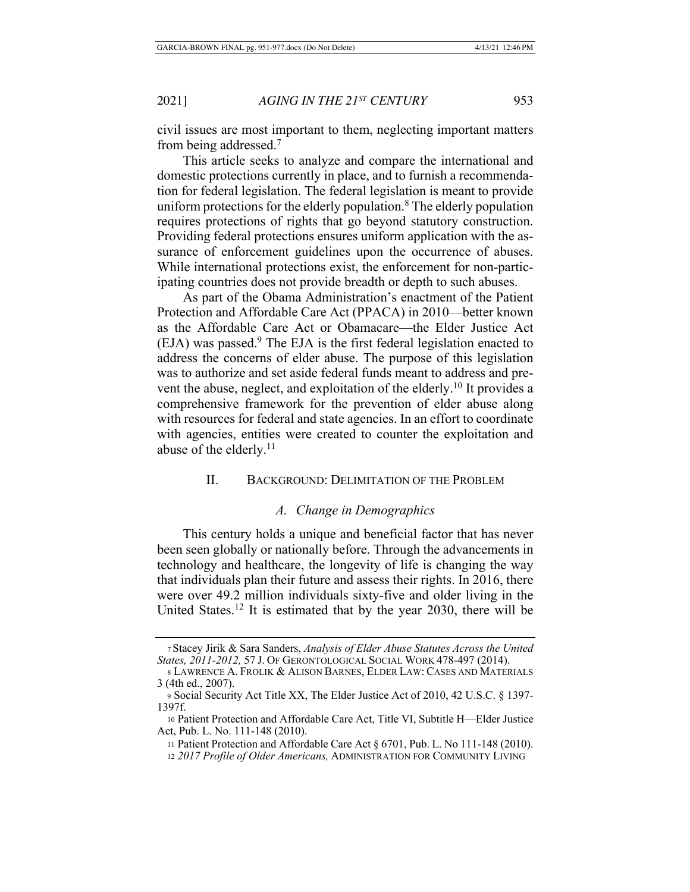civil issues are most important to them, neglecting important matters from being addressed.[7]

This article seeks to analyze and compare the international and domestic protections currently in place, and to furnish a recommendation for federal legislation. The federal legislation is meant to provide uniform protections for the elderly population.[8] The elderly population requires protections of rights that go beyond statutory construction. Providing federal protections ensures uniform application with the assurance of enforcement guidelines upon the occurrence of abuses. While international protections exist, the enforcement for non-participating countries does not provide breadth or depth to such abuses.

As part of the Obama Administration's enactment of the Patient Protection and Affordable Care Act (PPACA) in 2010—better known as the Affordable Care Act or Obamacare—the Elder Justice Act (EJA) was passed.[9] The EJA is the first federal legislation enacted to address the concerns of elder abuse. The purpose of this legislation was to authorize and set aside federal funds meant to address and prevent the abuse, neglect, and exploitation of the elderly.[10] It provides a comprehensive framework for the prevention of elder abuse along with resources for federal and state agencies. In an effort to coordinate with agencies, entities were created to counter the exploitation and abuse of the elderly.[11]

## II. Background: Delimitation of the Problem

### *A. Change in Demographics*

This century holds a unique and beneficial factor that has never been seen globally or nationally before. Through the advancements in technology and healthcare, the longevity of life is changing the way that individuals plan their future and assess their rights. In 2016, there were over 49.2 million individuals sixty-five and older living in the United States.[12] It is estimated that by the year 2030, there will be

---

[7] Stacey Jirik & Sara Sanders, *Analysis of Elder Abuse Statutes Across the United States, 2011-2012,* 57 J. Of Gerontological Social Work 478-497 (2014).

[8] Lawrence A. Frolik & Alison Barnes, Elder Law: Cases and Materials 3 (4th ed., 2007).

[9] Social Security Act Title XX, The Elder Justice Act of 2010, 42 U.S.C. § 1397-1397f.

[10] Patient Protection and Affordable Care Act, Title VI, Subtitle H—Elder Justice Act, Pub. L. No. 111-148 (2010).

[11] Patient Protection and Affordable Care Act § 6701, Pub. L. No 111-148 (2010).

[12] *2017 Profile of Older Americans,* Administration for Community Living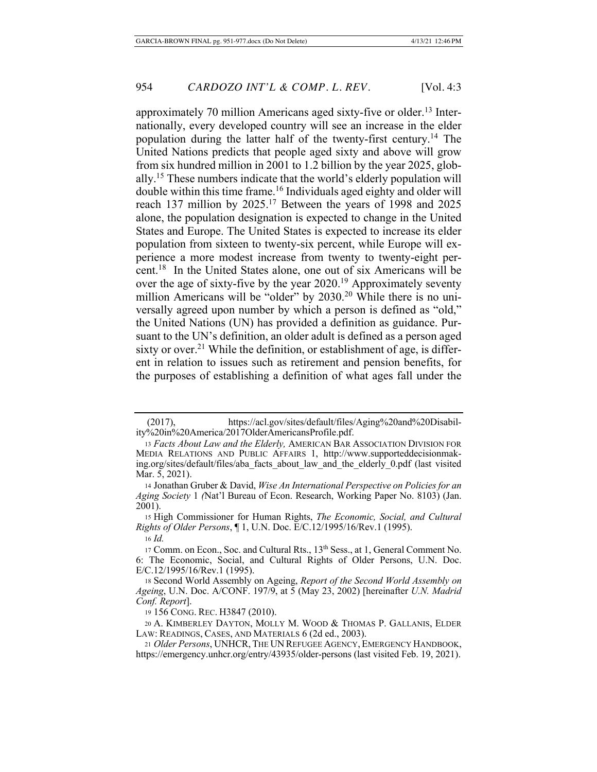approximately 70 million Americans aged sixty-five or older.[13] Internationally, every developed country will see an increase in the elder population during the latter half of the twenty-first century.[14] The United Nations predicts that people aged sixty and above will grow from six hundred million in 2001 to 1.2 billion by the year 2025, globally.[15] These numbers indicate that the world's elderly population will double within this time frame.[16] Individuals aged eighty and older will reach 137 million by 2025.[17] Between the years of 1998 and 2025 alone, the population designation is expected to change in the United States and Europe. The United States is expected to increase its elder population from sixteen to twenty-six percent, while Europe will experience a more modest increase from twenty to twenty-eight percent.[18] In the United States alone, one out of six Americans will be over the age of sixty-five by the year 2020.[19] Approximately seventy million Americans will be "older" by 2030.[20] While there is no universally agreed upon number by which a person is defined as "old," the United Nations (UN) has provided a definition as guidance. Pursuant to the UN's definition, an older adult is defined as a person aged sixty or over.[21] While the definition, or establishment of age, is different in relation to issues such as retirement and pension benefits, for the purposes of establishing a definition of what ages fall under the

---

(2017), https://acl.gov/sites/default/files/Aging%20and%20Disability%20in%20America/2017OlderAmericansProfile.pdf.

13 *Facts About Law and the Elderly,* AMERICAN BAR ASSOCIATION DIVISION FOR MEDIA RELATIONS AND PUBLIC AFFAIRS 1, http://www.supporteddecisionmaking.org/sites/default/files/aba_facts_about_law_and_the_elderly_0.pdf (last visited Mar. 5, 2021).

14 Jonathan Gruber & David, *Wise An International Perspective on Policies for an Aging Society* 1 (Nat'l Bureau of Econ. Research, Working Paper No. 8103) (Jan. 2001).

15 High Commissioner for Human Rights, *The Economic, Social, and Cultural Rights of Older Persons*, ¶ 1, U.N. Doc. E/C.12/1995/16/Rev.1 (1995).

16 *Id.*

17 Comm. on Econ., Soc. and Cultural Rts., 13th Sess., at 1, General Comment No. 6: The Economic, Social, and Cultural Rights of Older Persons, U.N. Doc. E/C.12/1995/16/Rev.1 (1995).

18 Second World Assembly on Ageing, *Report of the Second World Assembly on Ageing*, U.N. Doc. A/CONF. 197/9, at 5 (May 23, 2002) [hereinafter *U.N. Madrid Conf. Report*].

19 156 CONG. REC. H3847 (2010).

20 A. KIMBERLEY DAYTON, MOLLY M. WOOD & THOMAS P. GALLANIS, ELDER LAW: READINGS, CASES, AND MATERIALS 6 (2d ed., 2003).

21 *Older Persons*, UNHCR, THE UN REFUGEE AGENCY, EMERGENCY HANDBOOK, https://emergency.unhcr.org/entry/43935/older-persons (last visited Feb. 19, 2021).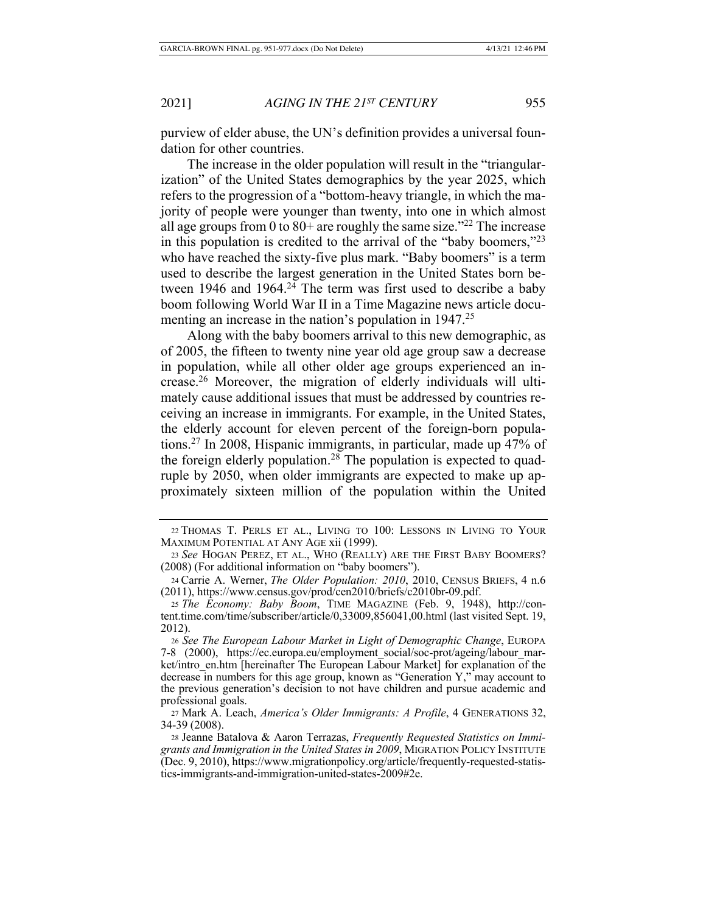purview of elder abuse, the UN's definition provides a universal foundation for other countries.

The increase in the older population will result in the "triangularization" of the United States demographics by the year 2025, which refers to the progression of a "bottom-heavy triangle, in which the majority of people were younger than twenty, into one in which almost all age groups from 0 to 80+ are roughly the same size."[22] The increase in this population is credited to the arrival of the "baby boomers,"[23] who have reached the sixty-five plus mark. "Baby boomers" is a term used to describe the largest generation in the United States born between 1946 and 1964.[24] The term was first used to describe a baby boom following World War II in a Time Magazine news article documenting an increase in the nation's population in 1947.[25]

Along with the baby boomers arrival to this new demographic, as of 2005, the fifteen to twenty nine year old age group saw a decrease in population, while all other older age groups experienced an increase.[26] Moreover, the migration of elderly individuals will ultimately cause additional issues that must be addressed by countries receiving an increase in immigrants. For example, in the United States, the elderly account for eleven percent of the foreign-born populations.[27] In 2008, Hispanic immigrants, in particular, made up 47% of the foreign elderly population.[28] The population is expected to quadruple by 2050, when older immigrants are expected to make up approximately sixteen million of the population within the United

---

22 THOMAS T. PERLS ET AL., LIVING TO 100: LESSONS IN LIVING TO YOUR MAXIMUM POTENTIAL AT ANY AGE xii (1999).

23 *See* HOGAN PEREZ, ET AL., WHO (REALLY) ARE THE FIRST BABY BOOMERS? (2008) (For additional information on "baby boomers").

24 Carrie A. Werner, *The Older Population: 2010*, 2010, CENSUS BRIEFS, 4 n.6 (2011), https://www.census.gov/prod/cen2010/briefs/c2010br-09.pdf.

25 *The Economy: Baby Boom*, TIME MAGAZINE (Feb. 9, 1948), http://content.time.com/time/subscriber/article/0,33009,856041,00.html (last visited Sept. 19, 2012).

26 *See The European Labour Market in Light of Demographic Change*, EUROPA 7-8 (2000), https://ec.europa.eu/employment_social/soc-prot/ageing/labour_market/intro_en.htm [hereinafter The European Labour Market] for explanation of the decrease in numbers for this age group, known as "Generation Y," may account to the previous generation's decision to not have children and pursue academic and professional goals.

27 Mark A. Leach, *America's Older Immigrants: A Profile*, 4 GENERATIONS 32, 34-39 (2008).

28 Jeanne Batalova & Aaron Terrazas, *Frequently Requested Statistics on Immigrants and Immigration in the United States in 2009*, MIGRATION POLICY INSTITUTE (Dec. 9, 2010), https://www.migrationpolicy.org/article/frequently-requested-statistics-immigrants-and-immigration-united-states-2009#2e.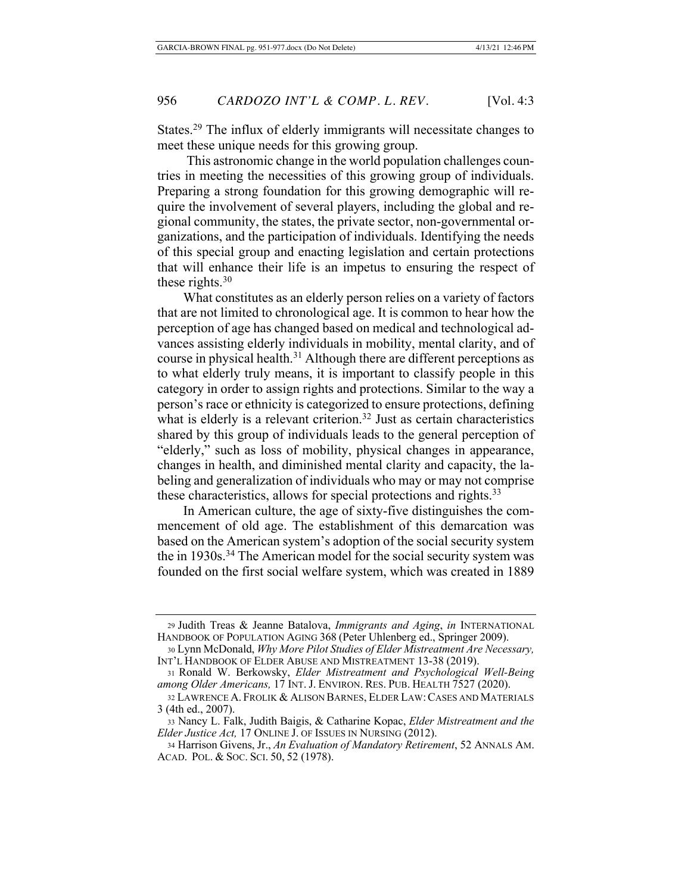States.[29] The influx of elderly immigrants will necessitate changes to meet these unique needs for this growing group.

This astronomic change in the world population challenges countries in meeting the necessities of this growing group of individuals. Preparing a strong foundation for this growing demographic will require the involvement of several players, including the global and regional community, the states, the private sector, non-governmental organizations, and the participation of individuals. Identifying the needs of this special group and enacting legislation and certain protections that will enhance their life is an impetus to ensuring the respect of these rights.[30]

What constitutes as an elderly person relies on a variety of factors that are not limited to chronological age. It is common to hear how the perception of age has changed based on medical and technological advances assisting elderly individuals in mobility, mental clarity, and of course in physical health.[31] Although there are different perceptions as to what elderly truly means, it is important to classify people in this category in order to assign rights and protections. Similar to the way a person's race or ethnicity is categorized to ensure protections, defining what is elderly is a relevant criterion.[32] Just as certain characteristics shared by this group of individuals leads to the general perception of "elderly," such as loss of mobility, physical changes in appearance, changes in health, and diminished mental clarity and capacity, the labeling and generalization of individuals who may or may not comprise these characteristics, allows for special protections and rights.[33]

In American culture, the age of sixty-five distinguishes the commencement of old age. The establishment of this demarcation was based on the American system's adoption of the social security system the in 1930s.[34] The American model for the social security system was founded on the first social welfare system, which was created in 1889

---

[29] Judith Treas & Jeanne Batalova, *Immigrants and Aging*, *in* INTERNATIONAL HANDBOOK OF POPULATION AGING 368 (Peter Uhlenberg ed., Springer 2009).

[30] Lynn McDonald, *Why More Pilot Studies of Elder Mistreatment Are Necessary,* INT'L HANDBOOK OF ELDER ABUSE AND MISTREATMENT 13-38 (2019).

[31] Ronald W. Berkowsky, *Elder Mistreatment and Psychological Well-Being among Older Americans,* 17 INT. J. ENVIRON. RES. PUB. HEALTH 7527 (2020).

[32] LAWRENCE A. FROLIK & ALISON BARNES, ELDER LAW: CASES AND MATERIALS 3 (4th ed., 2007).

[33] Nancy L. Falk, Judith Baigis, & Catharine Kopac, *Elder Mistreatment and the Elder Justice Act,* 17 ONLINE J. OF ISSUES IN NURSING (2012).

[34] Harrison Givens, Jr., *An Evaluation of Mandatory Retirement*, 52 ANNALS AM. ACAD. POL. & SOC. SCI. 50, 52 (1978).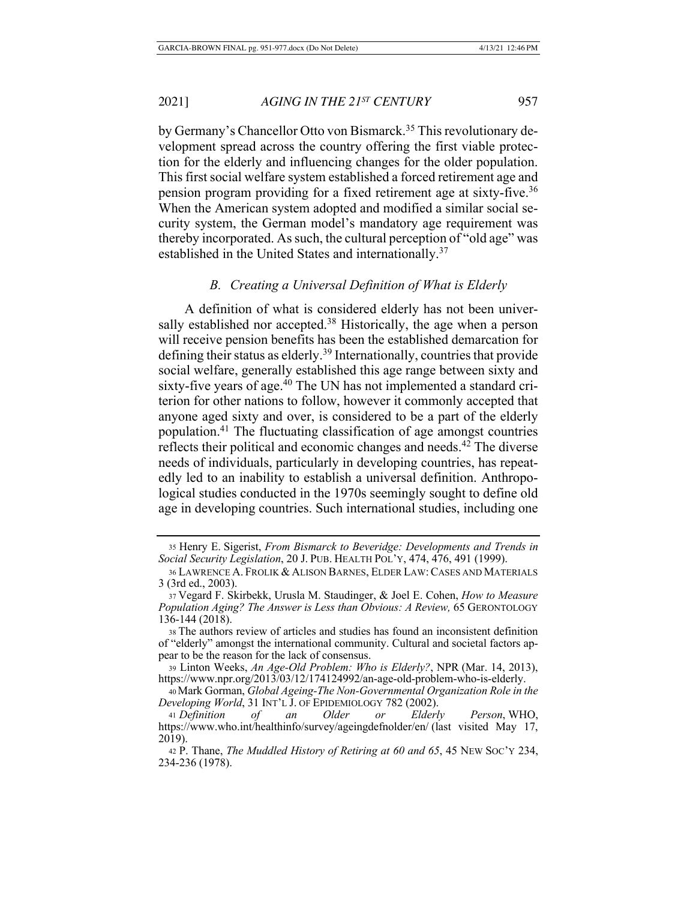by Germany's Chancellor Otto von Bismarck.[35] This revolutionary development spread across the country offering the first viable protection for the elderly and influencing changes for the older population. This first social welfare system established a forced retirement age and pension program providing for a fixed retirement age at sixty-five.[36] When the American system adopted and modified a similar social security system, the German model's mandatory age requirement was thereby incorporated. As such, the cultural perception of "old age" was established in the United States and internationally.[37]

### *B. Creating a Universal Definition of What is Elderly*

A definition of what is considered elderly has not been universally established nor accepted.[38] Historically, the age when a person will receive pension benefits has been the established demarcation for defining their status as elderly.[39] Internationally, countries that provide social welfare, generally established this age range between sixty and sixty-five years of age.[40] The UN has not implemented a standard criterion for other nations to follow, however it commonly accepted that anyone aged sixty and over, is considered to be a part of the elderly population.[41] The fluctuating classification of age amongst countries reflects their political and economic changes and needs.[42] The diverse needs of individuals, particularly in developing countries, has repeatedly led to an inability to establish a universal definition. Anthropological studies conducted in the 1970s seemingly sought to define old age in developing countries. Such international studies, including one

---

[35] Henry E. Sigerist, *From Bismarck to Beveridge: Developments and Trends in Social Security Legislation*, 20 J. PUB. HEALTH POL'Y, 474, 476, 491 (1999).

[36] LAWRENCE A. FROLIK & ALISON BARNES, ELDER LAW: CASES AND MATERIALS 3 (3rd ed., 2003).

[37] Vegard F. Skirbekk, Urusla M. Staudinger, & Joel E. Cohen, *How to Measure Population Aging? The Answer is Less than Obvious: A Review,* 65 GERONTOLOGY 136-144 (2018).

[38] The authors review of articles and studies has found an inconsistent definition of "elderly" amongst the international community. Cultural and societal factors appear to be the reason for the lack of consensus.

[39] Linton Weeks, *An Age-Old Problem: Who is Elderly?*, NPR (Mar. 14, 2013), https://www.npr.org/2013/03/12/174124992/an-age-old-problem-who-is-elderly.

[40] Mark Gorman, *Global Ageing-The Non-Governmental Organization Role in the Developing World*, 31 INT'L J. OF EPIDEMIOLOGY 782 (2002).

[41] *Definition of an Older or Elderly Person*, WHO, https://www.who.int/healthinfo/survey/ageingdefnolder/en/ (last visited May 17, 2019).

[42] P. Thane, *The Muddled History of Retiring at 60 and 65*, 45 NEW SOC'Y 234, 234-236 (1978).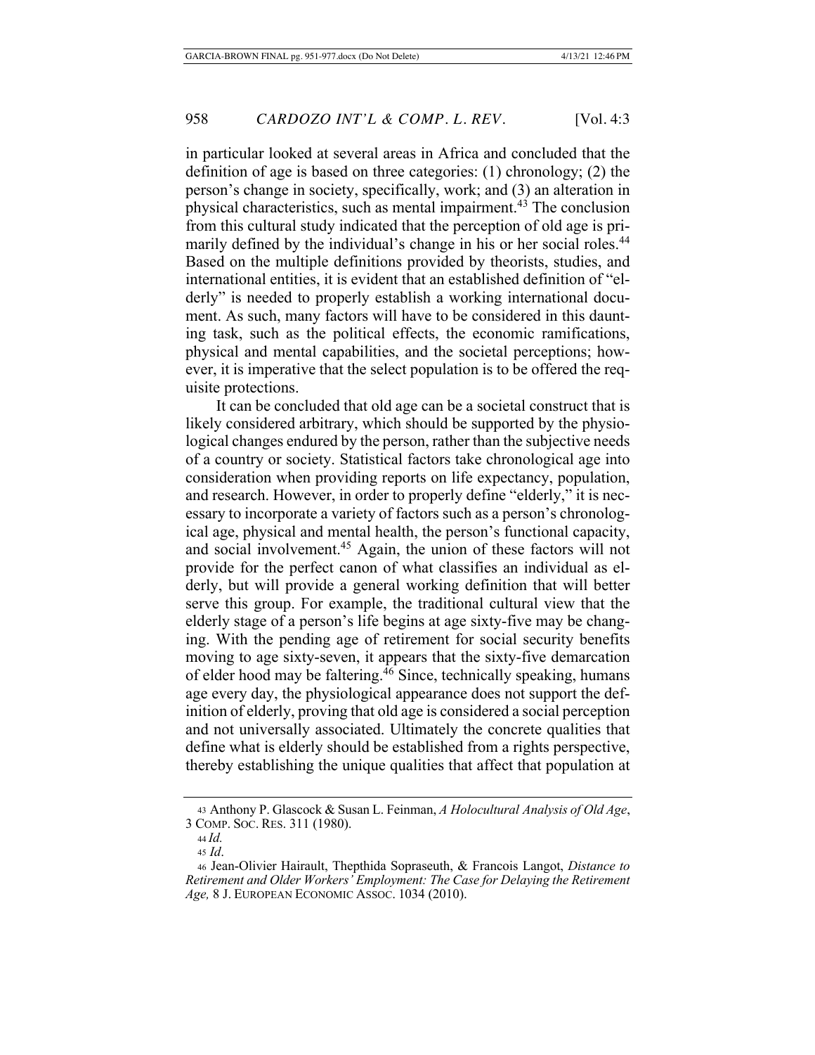in particular looked at several areas in Africa and concluded that the definition of age is based on three categories: (1) chronology; (2) the person's change in society, specifically, work; and (3) an alteration in physical characteristics, such as mental impairment.[43] The conclusion from this cultural study indicated that the perception of old age is primarily defined by the individual's change in his or her social roles.[44] Based on the multiple definitions provided by theorists, studies, and international entities, it is evident that an established definition of "elderly" is needed to properly establish a working international document. As such, many factors will have to be considered in this daunting task, such as the political effects, the economic ramifications, physical and mental capabilities, and the societal perceptions; however, it is imperative that the select population is to be offered the requisite protections.

It can be concluded that old age can be a societal construct that is likely considered arbitrary, which should be supported by the physiological changes endured by the person, rather than the subjective needs of a country or society. Statistical factors take chronological age into consideration when providing reports on life expectancy, population, and research. However, in order to properly define "elderly," it is necessary to incorporate a variety of factors such as a person's chronological age, physical and mental health, the person's functional capacity, and social involvement.[45] Again, the union of these factors will not provide for the perfect canon of what classifies an individual as elderly, but will provide a general working definition that will better serve this group. For example, the traditional cultural view that the elderly stage of a person's life begins at age sixty-five may be changing. With the pending age of retirement for social security benefits moving to age sixty-seven, it appears that the sixty-five demarcation of elder hood may be faltering.[46] Since, technically speaking, humans age every day, the physiological appearance does not support the definition of elderly, proving that old age is considered a social perception and not universally associated. Ultimately the concrete qualities that define what is elderly should be established from a rights perspective, thereby establishing the unique qualities that affect that population at

---

43 Anthony P. Glascock & Susan L. Feinman, *A Holocultural Analysis of Old Age*, 3 COMP. SOC. RES. 311 (1980).

44 *Id.*

45 *Id*.

46 Jean-Olivier Hairault, Thepthida Sopraseuth, & Francois Langot, *Distance to Retirement and Older Workers' Employment: The Case for Delaying the Retirement Age,* 8 J. EUROPEAN ECONOMIC ASSOC. 1034 (2010).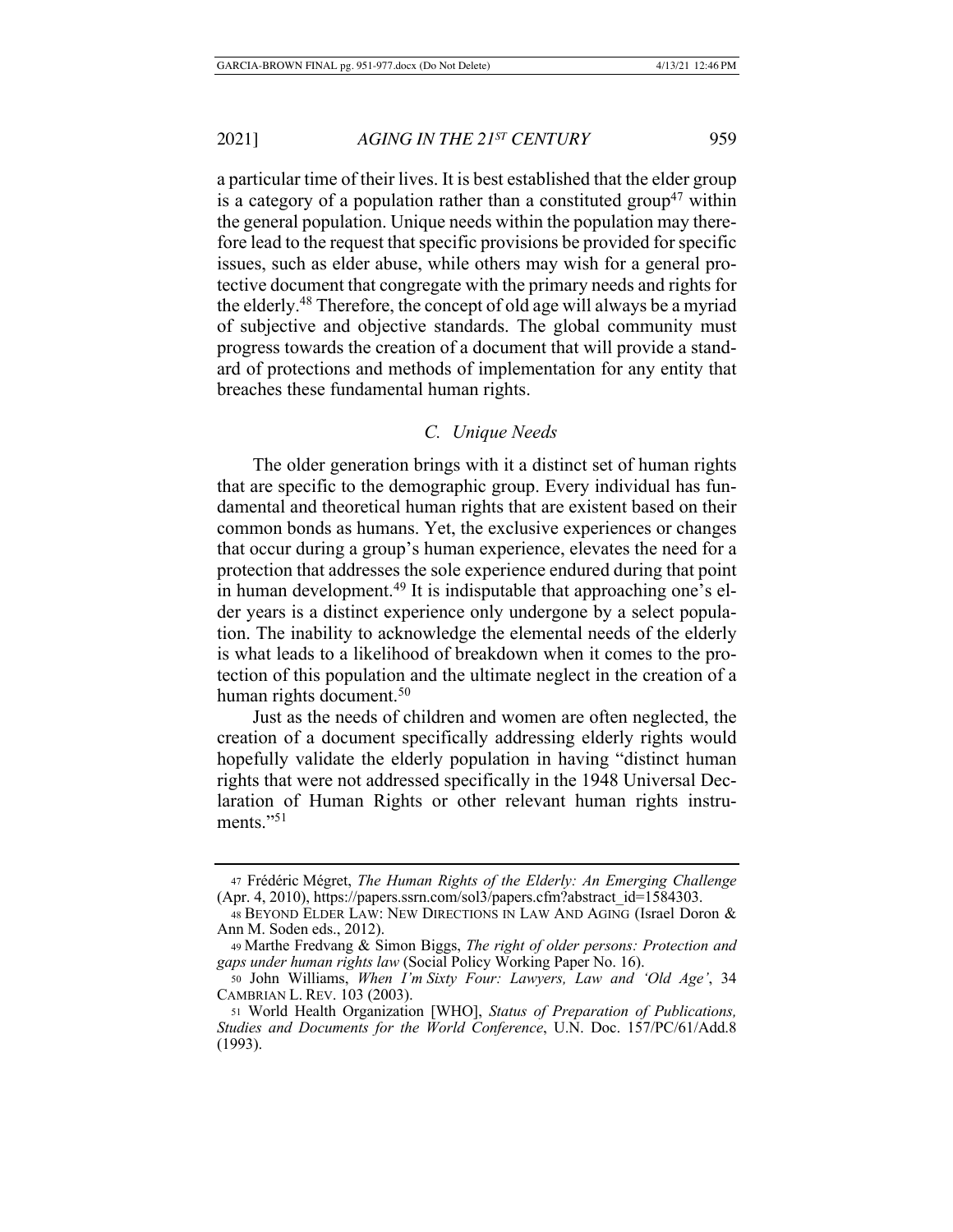a particular time of their lives. It is best established that the elder group is a category of a population rather than a constituted group[47] within the general population. Unique needs within the population may therefore lead to the request that specific provisions be provided for specific issues, such as elder abuse, while others may wish for a general protective document that congregate with the primary needs and rights for the elderly.[48] Therefore, the concept of old age will always be a myriad of subjective and objective standards. The global community must progress towards the creation of a document that will provide a standard of protections and methods of implementation for any entity that breaches these fundamental human rights.

### *C. Unique Needs*

The older generation brings with it a distinct set of human rights that are specific to the demographic group. Every individual has fundamental and theoretical human rights that are existent based on their common bonds as humans. Yet, the exclusive experiences or changes that occur during a group's human experience, elevates the need for a protection that addresses the sole experience endured during that point in human development.[49] It is indisputable that approaching one's elder years is a distinct experience only undergone by a select population. The inability to acknowledge the elemental needs of the elderly is what leads to a likelihood of breakdown when it comes to the protection of this population and the ultimate neglect in the creation of a human rights document.[50]

Just as the needs of children and women are often neglected, the creation of a document specifically addressing elderly rights would hopefully validate the elderly population in having "distinct human rights that were not addressed specifically in the 1948 Universal Declaration of Human Rights or other relevant human rights instruments."[51]

---

47 Frédéric Mégret, *The Human Rights of the Elderly: An Emerging Challenge* (Apr. 4, 2010), https://papers.ssrn.com/sol3/papers.cfm?abstract_id=1584303.

48 BEYOND ELDER LAW: NEW DIRECTIONS IN LAW AND AGING (Israel Doron & Ann M. Soden eds., 2012).

49 Marthe Fredvang & Simon Biggs, *The right of older persons: Protection and gaps under human rights law* (Social Policy Working Paper No. 16).

50 John Williams, *When I'm Sixty Four: Lawyers, Law and 'Old Age'*, 34 CAMBRIAN L. REV. 103 (2003).

51 World Health Organization [WHO], *Status of Preparation of Publications, Studies and Documents for the World Conference*, U.N. Doc. 157/PC/61/Add.8 (1993).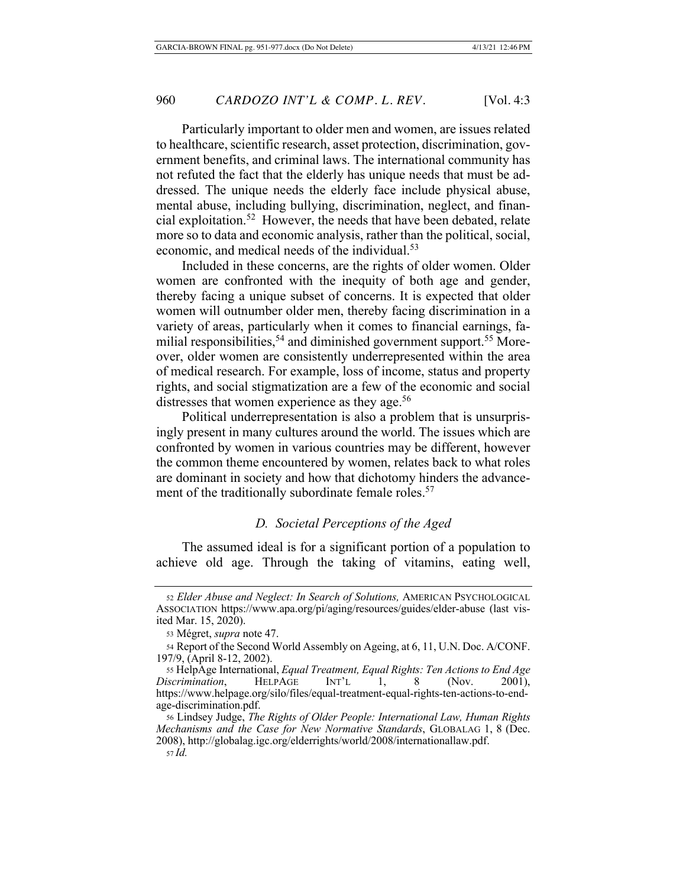Particularly important to older men and women, are issues related to healthcare, scientific research, asset protection, discrimination, government benefits, and criminal laws. The international community has not refuted the fact that the elderly has unique needs that must be addressed. The unique needs the elderly face include physical abuse, mental abuse, including bullying, discrimination, neglect, and financial exploitation.[52] However, the needs that have been debated, relate more so to data and economic analysis, rather than the political, social, economic, and medical needs of the individual.[53]

Included in these concerns, are the rights of older women. Older women are confronted with the inequity of both age and gender, thereby facing a unique subset of concerns. It is expected that older women will outnumber older men, thereby facing discrimination in a variety of areas, particularly when it comes to financial earnings, familial responsibilities,[54] and diminished government support.[55] Moreover, older women are consistently underrepresented within the area of medical research. For example, loss of income, status and property rights, and social stigmatization are a few of the economic and social distresses that women experience as they age.[56]

Political underrepresentation is also a problem that is unsurprisingly present in many cultures around the world. The issues which are confronted by women in various countries may be different, however the common theme encountered by women, relates back to what roles are dominant in society and how that dichotomy hinders the advancement of the traditionally subordinate female roles.[57]

### *D. Societal Perceptions of the Aged*

The assumed ideal is for a significant portion of a population to achieve old age. Through the taking of vitamins, eating well,

---

52 *Elder Abuse and Neglect: In Search of Solutions,* AMERICAN PSYCHOLOGICAL ASSOCIATION https://www.apa.org/pi/aging/resources/guides/elder-abuse (last visited Mar. 15, 2020).

53 Mégret, *supra* note 47.

54 Report of the Second World Assembly on Ageing, at 6, 11, U.N. Doc. A/CONF. 197/9, (April 8-12, 2002).

55 HelpAge International, *Equal Treatment, Equal Rights: Ten Actions to End Age Discrimination*, HELPAGE INT'L 1, 8 (Nov. 2001), https://www.helpage.org/silo/files/equal-treatment-equal-rights-ten-actions-to-end-age-discrimination.pdf.

56 Lindsey Judge, *The Rights of Older People: International Law, Human Rights Mechanisms and the Case for New Normative Standards*, GLOBALAG 1, 8 (Dec. 2008), http://globalag.igc.org/elderrights/world/2008/internationallaw.pdf.

57 *Id.*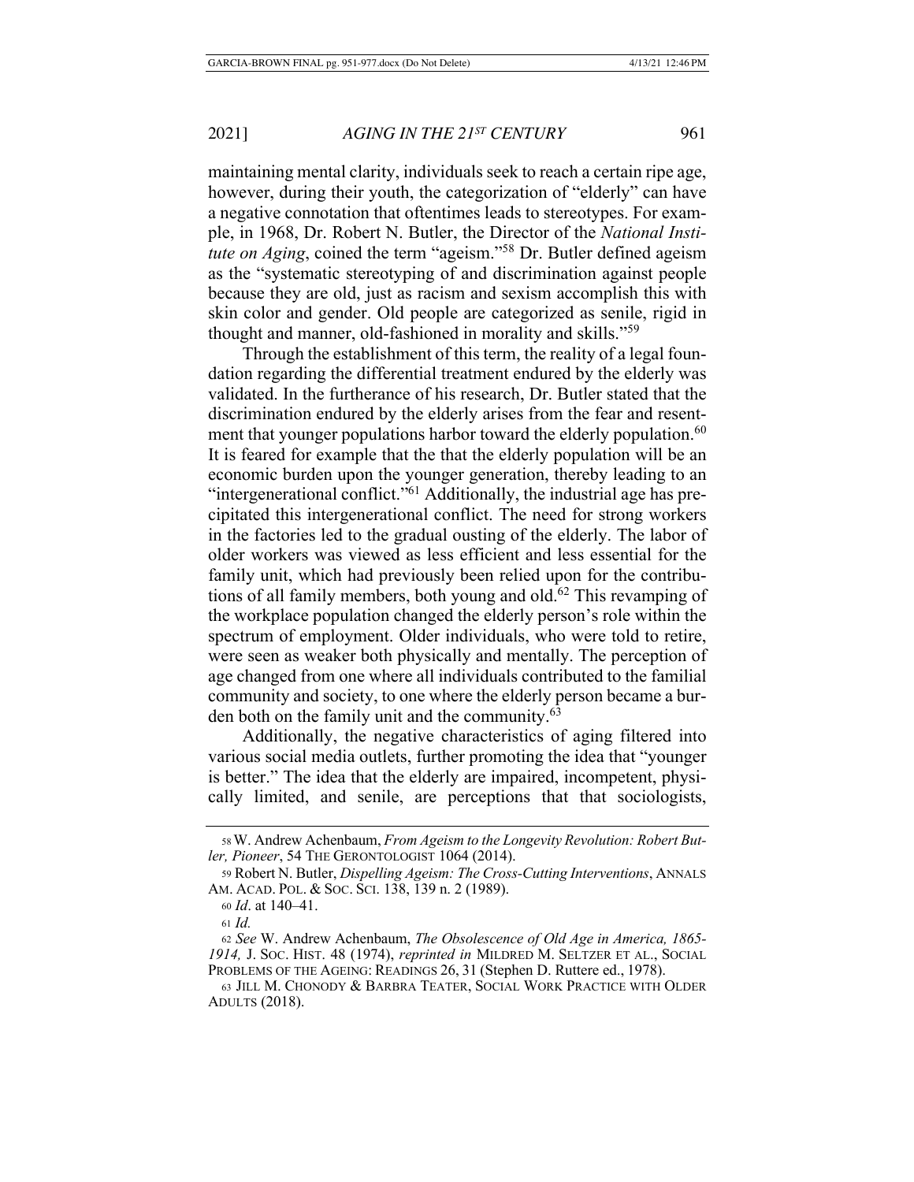maintaining mental clarity, individuals seek to reach a certain ripe age, however, during their youth, the categorization of "elderly" can have a negative connotation that oftentimes leads to stereotypes. For example, in 1968, Dr. Robert N. Butler, the Director of the *National Institute on Aging*, coined the term "ageism."[58] Dr. Butler defined ageism as the "systematic stereotyping of and discrimination against people because they are old, just as racism and sexism accomplish this with skin color and gender. Old people are categorized as senile, rigid in thought and manner, old-fashioned in morality and skills."[59]

Through the establishment of this term, the reality of a legal foundation regarding the differential treatment endured by the elderly was validated. In the furtherance of his research, Dr. Butler stated that the discrimination endured by the elderly arises from the fear and resentment that younger populations harbor toward the elderly population.[60] It is feared for example that the that the elderly population will be an economic burden upon the younger generation, thereby leading to an "intergenerational conflict."[61] Additionally, the industrial age has precipitated this intergenerational conflict. The need for strong workers in the factories led to the gradual ousting of the elderly. The labor of older workers was viewed as less efficient and less essential for the family unit, which had previously been relied upon for the contributions of all family members, both young and old.[62] This revamping of the workplace population changed the elderly person's role within the spectrum of employment. Older individuals, who were told to retire, were seen as weaker both physically and mentally. The perception of age changed from one where all individuals contributed to the familial community and society, to one where the elderly person became a burden both on the family unit and the community.[63]

Additionally, the negative characteristics of aging filtered into various social media outlets, further promoting the idea that "younger is better." The idea that the elderly are impaired, incompetent, physically limited, and senile, are perceptions that that sociologists,

---

58 W. Andrew Achenbaum, *From Ageism to the Longevity Revolution: Robert Butler, Pioneer*, 54 THE GERONTOLOGIST 1064 (2014).

59 Robert N. Butler, *Dispelling Ageism: The Cross-Cutting Interventions*, ANNALS AM. ACAD. POL. & SOC. SCI. 138, 139 n. 2 (1989).

60 *Id*. at 140–41.

61 *Id.*

62 *See* W. Andrew Achenbaum, *The Obsolescence of Old Age in America, 1865-1914,* J. SOC. HIST. 48 (1974), *reprinted in* MILDRED M. SELTZER ET AL., SOCIAL PROBLEMS OF THE AGEING: READINGS 26, 31 (Stephen D. Ruttere ed., 1978).

63 JILL M. CHONODY & BARBRA TEATER, SOCIAL WORK PRACTICE WITH OLDER ADULTS (2018).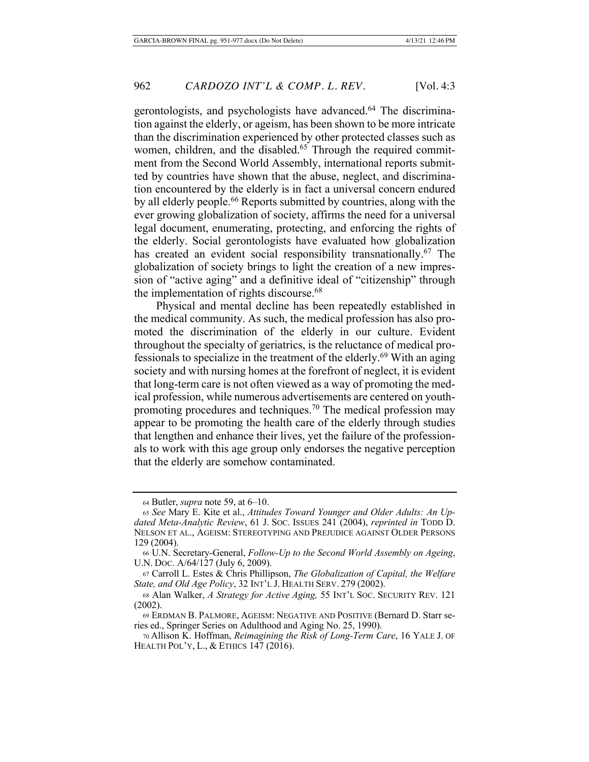gerontologists, and psychologists have advanced.[64] The discrimination against the elderly, or ageism, has been shown to be more intricate than the discrimination experienced by other protected classes such as women, children, and the disabled.[65] Through the required commitment from the Second World Assembly, international reports submitted by countries have shown that the abuse, neglect, and discrimination encountered by the elderly is in fact a universal concern endured by all elderly people.[66] Reports submitted by countries, along with the ever growing globalization of society, affirms the need for a universal legal document, enumerating, protecting, and enforcing the rights of the elderly. Social gerontologists have evaluated how globalization has created an evident social responsibility transnationally.[67] The globalization of society brings to light the creation of a new impression of "active aging" and a definitive ideal of "citizenship" through the implementation of rights discourse.[68]

Physical and mental decline has been repeatedly established in the medical community. As such, the medical profession has also promoted the discrimination of the elderly in our culture. Evident throughout the specialty of geriatrics, is the reluctance of medical professionals to specialize in the treatment of the elderly.[69] With an aging society and with nursing homes at the forefront of neglect, it is evident that long-term care is not often viewed as a way of promoting the medical profession, while numerous advertisements are centered on youth-promoting procedures and techniques.[70] The medical profession may appear to be promoting the health care of the elderly through studies that lengthen and enhance their lives, yet the failure of the professionals to work with this age group only endorses the negative perception that the elderly are somehow contaminated.

---

[64] Butler, *supra* note 59, at 6–10.

[65] *See* Mary E. Kite et al., *Attitudes Toward Younger and Older Adults: An Updated Meta-Analytic Review*, 61 J. SOC. ISSUES 241 (2004), *reprinted in* TODD D. NELSON ET AL., AGEISM: STEREOTYPING AND PREJUDICE AGAINST OLDER PERSONS 129 (2004).

[66] U.N. Secretary-General, *Follow-Up to the Second World Assembly on Ageing*, U.N. DOC. A/64/127 (July 6, 2009).

[67] Carroll L. Estes & Chris Phillipson, *The Globalization of Capital, the Welfare State, and Old Age Policy*, 32 INT'L J. HEALTH SERV. 279 (2002).

[68] Alan Walker, *A Strategy for Active Aging,* 55 INT'L SOC. SECURITY REV. 121 (2002).

[69] ERDMAN B. PALMORE, AGEISM: NEGATIVE AND POSITIVE (Bernard D. Starr series ed., Springer Series on Adulthood and Aging No. 25, 1990).

[70] Allison K. Hoffman, *Reimagining the Risk of Long-Term Care*, 16 YALE J. OF HEALTH POL'Y, L., & ETHICS 147 (2016).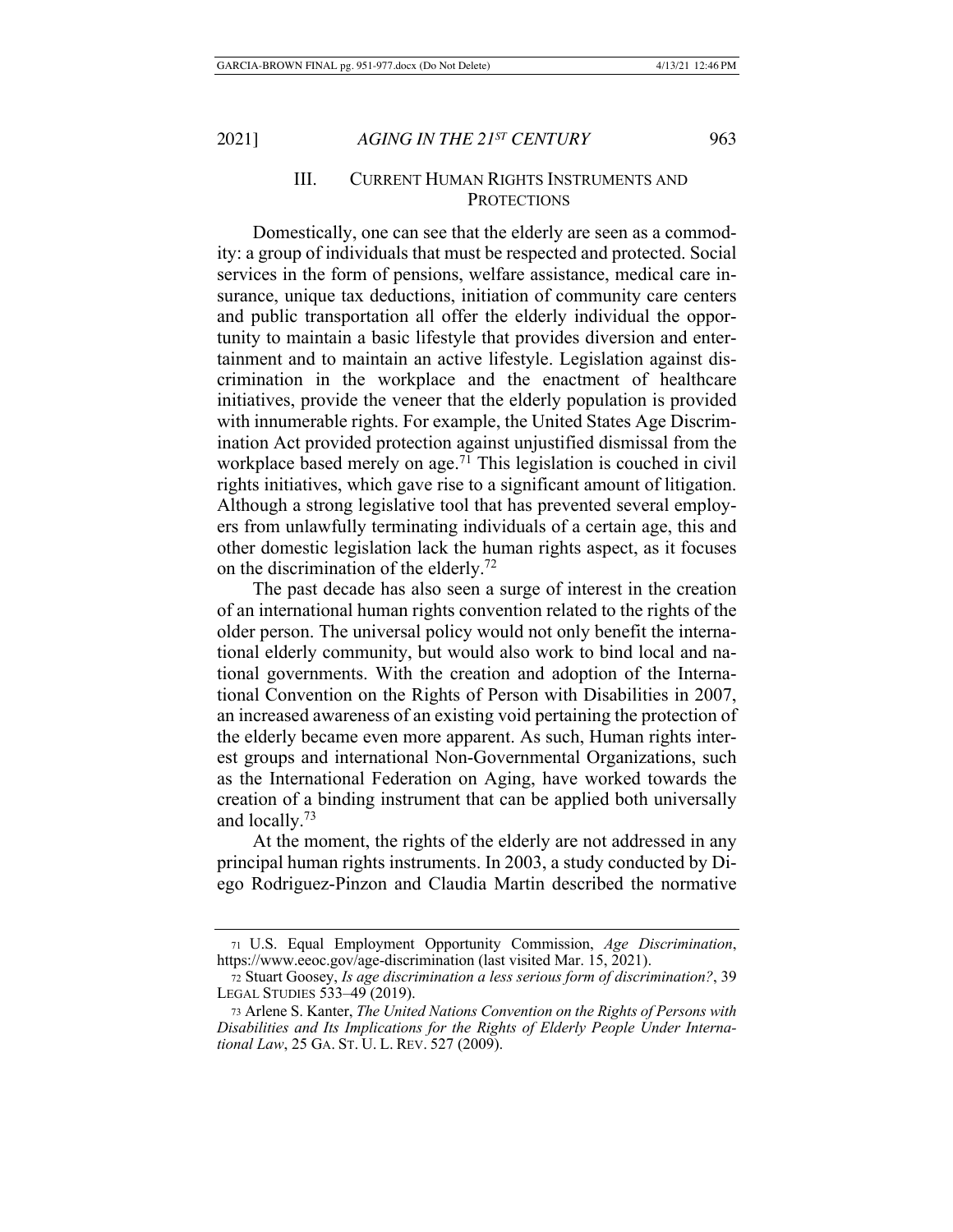## III. CURRENT HUMAN RIGHTS INSTRUMENTS AND PROTECTIONS

Domestically, one can see that the elderly are seen as a commodity: a group of individuals that must be respected and protected. Social services in the form of pensions, welfare assistance, medical care insurance, unique tax deductions, initiation of community care centers and public transportation all offer the elderly individual the opportunity to maintain a basic lifestyle that provides diversion and entertainment and to maintain an active lifestyle. Legislation against discrimination in the workplace and the enactment of healthcare initiatives, provide the veneer that the elderly population is provided with innumerable rights. For example, the United States Age Discrimination Act provided protection against unjustified dismissal from the workplace based merely on age.[71] This legislation is couched in civil rights initiatives, which gave rise to a significant amount of litigation. Although a strong legislative tool that has prevented several employers from unlawfully terminating individuals of a certain age, this and other domestic legislation lack the human rights aspect, as it focuses on the discrimination of the elderly.[72]

The past decade has also seen a surge of interest in the creation of an international human rights convention related to the rights of the older person. The universal policy would not only benefit the international elderly community, but would also work to bind local and national governments. With the creation and adoption of the International Convention on the Rights of Person with Disabilities in 2007, an increased awareness of an existing void pertaining the protection of the elderly became even more apparent. As such, Human rights interest groups and international Non-Governmental Organizations, such as the International Federation on Aging, have worked towards the creation of a binding instrument that can be applied both universally and locally.[73]

At the moment, the rights of the elderly are not addressed in any principal human rights instruments. In 2003, a study conducted by Diego Rodriguez-Pinzon and Claudia Martin described the normative

---

71 U.S. Equal Employment Opportunity Commission, *Age Discrimination*, https://www.eeoc.gov/age-discrimination (last visited Mar. 15, 2021).

72 Stuart Goosey, *Is age discrimination a less serious form of discrimination?*, 39 LEGAL STUDIES 533–49 (2019).

73 Arlene S. Kanter, *The United Nations Convention on the Rights of Persons with Disabilities and Its Implications for the Rights of Elderly People Under International Law*, 25 GA. ST. U. L. REV. 527 (2009).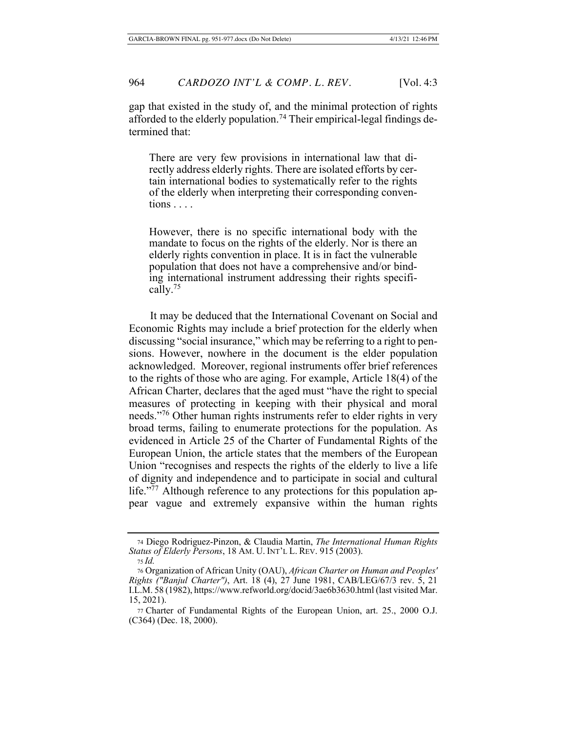gap that existed in the study of, and the minimal protection of rights afforded to the elderly population.[74] Their empirical-legal findings determined that:

> There are very few provisions in international law that directly address elderly rights. There are isolated efforts by certain international bodies to systematically refer to the rights of the elderly when interpreting their corresponding conventions . . . .
>
> However, there is no specific international body with the mandate to focus on the rights of the elderly. Nor is there an elderly rights convention in place. It is in fact the vulnerable population that does not have a comprehensive and/or binding international instrument addressing their rights specifically.[75]

It may be deduced that the International Covenant on Social and Economic Rights may include a brief protection for the elderly when discussing "social insurance," which may be referring to a right to pensions. However, nowhere in the document is the elder population acknowledged. Moreover, regional instruments offer brief references to the rights of those who are aging. For example, Article 18(4) of the African Charter, declares that the aged must "have the right to special measures of protecting in keeping with their physical and moral needs."[76] Other human rights instruments refer to elder rights in very broad terms, failing to enumerate protections for the population. As evidenced in Article 25 of the Charter of Fundamental Rights of the European Union, the article states that the members of the European Union "recognises and respects the rights of the elderly to live a life of dignity and independence and to participate in social and cultural life."[77] Although reference to any protections for this population appear vague and extremely expansive within the human rights

---

[74] Diego Rodriguez-Pinzon, & Claudia Martin, *The International Human Rights Status of Elderly Persons*, 18 AM. U. INT'L L. REV. 915 (2003).

[75] *Id.*

[76] Organization of African Unity (OAU), *African Charter on Human and Peoples' Rights ("Banjul Charter")*, Art. 18 (4), 27 June 1981, CAB/LEG/67/3 rev. 5, 21 I.L.M. 58 (1982), https://www.refworld.org/docid/3ae6b3630.html (last visited Mar. 15, 2021).

[77] Charter of Fundamental Rights of the European Union, art. 25., 2000 O.J. (C364) (Dec. 18, 2000).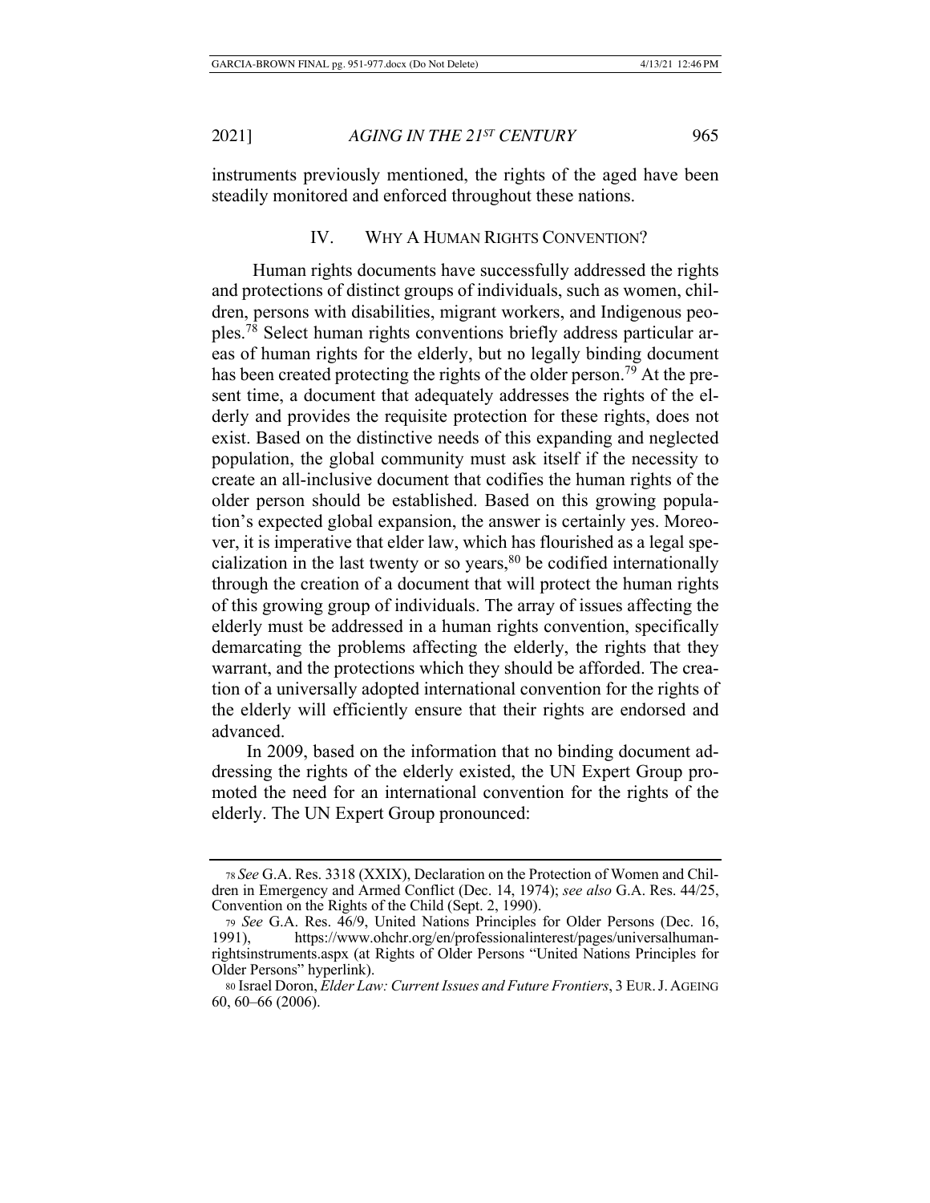instruments previously mentioned, the rights of the aged have been steadily monitored and enforced throughout these nations.

## IV. WHY A HUMAN RIGHTS CONVENTION?

Human rights documents have successfully addressed the rights and protections of distinct groups of individuals, such as women, children, persons with disabilities, migrant workers, and Indigenous peoples.[78] Select human rights conventions briefly address particular areas of human rights for the elderly, but no legally binding document has been created protecting the rights of the older person.[79] At the present time, a document that adequately addresses the rights of the elderly and provides the requisite protection for these rights, does not exist. Based on the distinctive needs of this expanding and neglected population, the global community must ask itself if the necessity to create an all-inclusive document that codifies the human rights of the older person should be established. Based on this growing population's expected global expansion, the answer is certainly yes. Moreover, it is imperative that elder law, which has flourished as a legal specialization in the last twenty or so years,[80] be codified internationally through the creation of a document that will protect the human rights of this growing group of individuals. The array of issues affecting the elderly must be addressed in a human rights convention, specifically demarcating the problems affecting the elderly, the rights that they warrant, and the protections which they should be afforded. The creation of a universally adopted international convention for the rights of the elderly will efficiently ensure that their rights are endorsed and advanced.

In 2009, based on the information that no binding document addressing the rights of the elderly existed, the UN Expert Group promoted the need for an international convention for the rights of the elderly. The UN Expert Group pronounced:

---

[78] *See* G.A. Res. 3318 (XXIX), Declaration on the Protection of Women and Children in Emergency and Armed Conflict (Dec. 14, 1974); *see also* G.A. Res. 44/25, Convention on the Rights of the Child (Sept. 2, 1990).

[79] *See* G.A. Res. 46/9, United Nations Principles for Older Persons (Dec. 16, 1991), https://www.ohchr.org/en/professionalinterest/pages/universalhumanrightsinstruments.aspx (at Rights of Older Persons "United Nations Principles for Older Persons" hyperlink).

[80] Israel Doron, *Elder Law: Current Issues and Future Frontiers*, 3 EUR. J. AGEING 60, 60–66 (2006).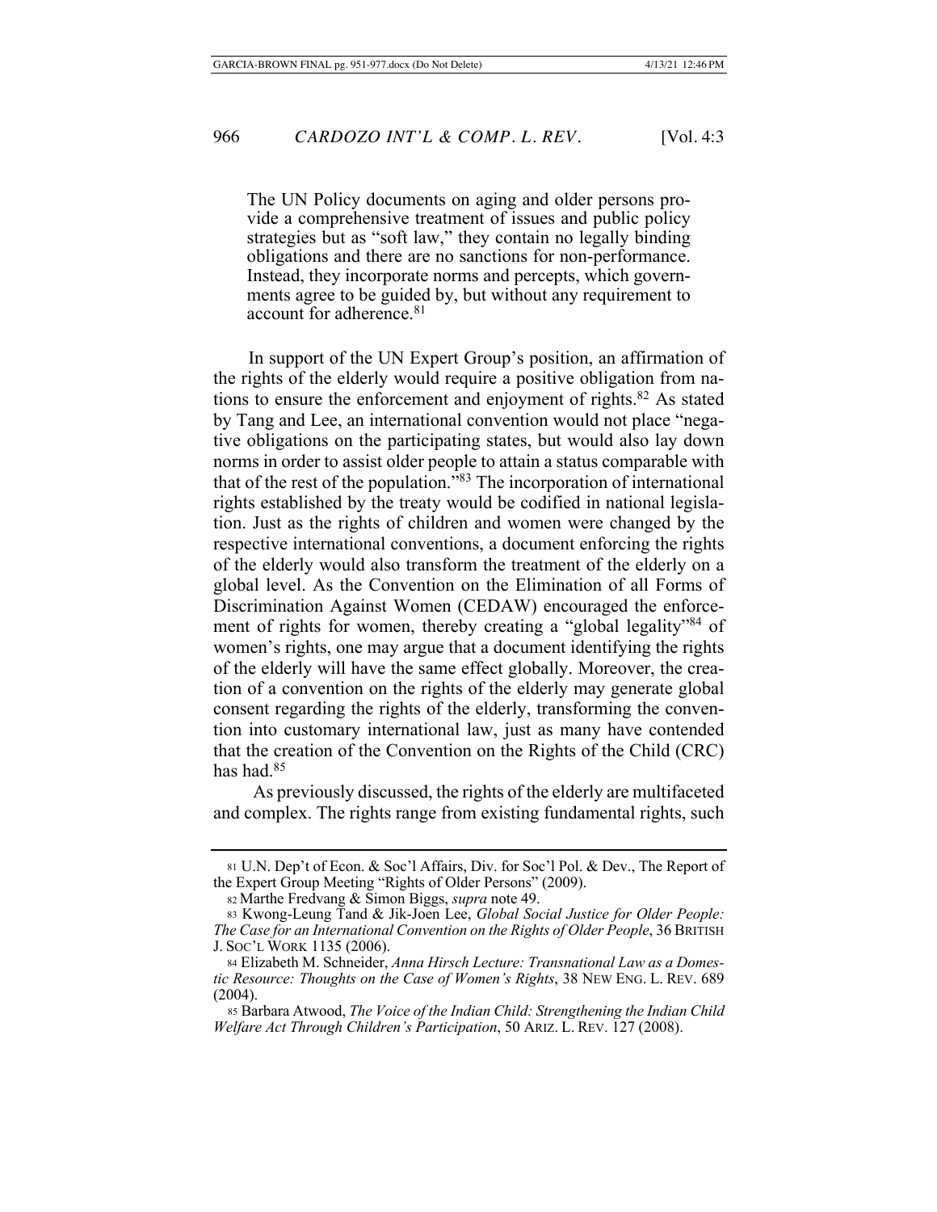> The UN Policy documents on aging and older persons provide a comprehensive treatment of issues and public policy strategies but as "soft law," they contain no legally binding obligations and there are no sanctions for non-performance. Instead, they incorporate norms and percepts, which governments agree to be guided by, but without any requirement to account for adherence.[81]

In support of the UN Expert Group's position, an affirmation of the rights of the elderly would require a positive obligation from nations to ensure the enforcement and enjoyment of rights.[82] As stated by Tang and Lee, an international convention would not place "negative obligations on the participating states, but would also lay down norms in order to assist older people to attain a status comparable with that of the rest of the population."[83] The incorporation of international rights established by the treaty would be codified in national legislation. Just as the rights of children and women were changed by the respective international conventions, a document enforcing the rights of the elderly would also transform the treatment of the elderly on a global level. As the Convention on the Elimination of all Forms of Discrimination Against Women (CEDAW) encouraged the enforcement of rights for women, thereby creating a "global legality"[84] of women's rights, one may argue that a document identifying the rights of the elderly will have the same effect globally. Moreover, the creation of a convention on the rights of the elderly may generate global consent regarding the rights of the elderly, transforming the convention into customary international law, just as many have contended that the creation of the Convention on the Rights of the Child (CRC) has had.[85]

As previously discussed, the rights of the elderly are multifaceted and complex. The rights range from existing fundamental rights, such

---

[81] U.N. Dep't of Econ. & Soc'l Affairs, Div. for Soc'l Pol. & Dev., The Report of the Expert Group Meeting "Rights of Older Persons" (2009).

[82] Marthe Fredvang & Simon Biggs, *supra* note 49.

[83] Kwong-Leung Tand & Jik-Joen Lee, *Global Social Justice for Older People: The Case for an International Convention on the Rights of Older People*, 36 BRITISH J. SOC'L WORK 1135 (2006).

[84] Elizabeth M. Schneider, *Anna Hirsch Lecture: Transnational Law as a Domestic Resource: Thoughts on the Case of Women's Rights*, 38 NEW ENG. L. REV. 689 (2004).

[85] Barbara Atwood, *The Voice of the Indian Child: Strengthening the Indian Child Welfare Act Through Children's Participation*, 50 ARIZ. L. REV. 127 (2008).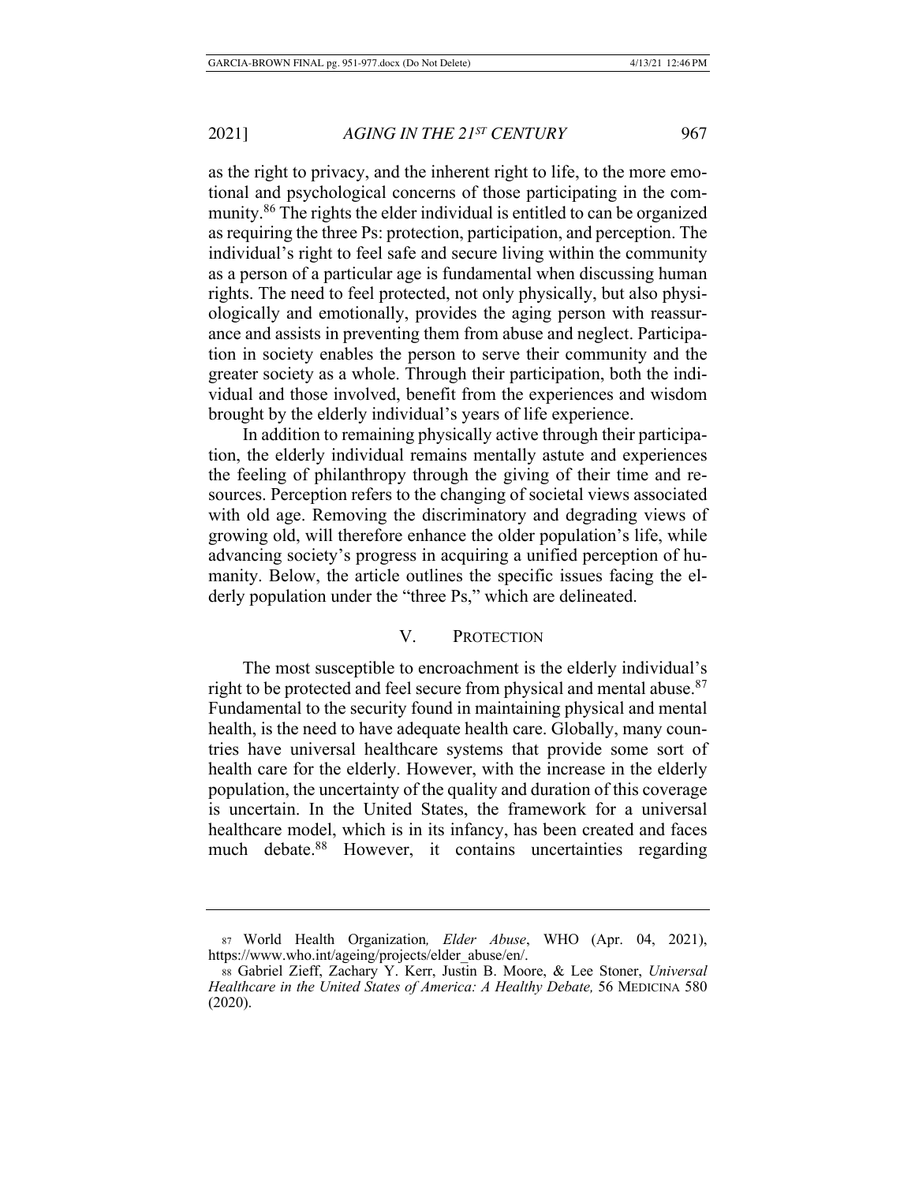as the right to privacy, and the inherent right to life, to the more emotional and psychological concerns of those participating in the community.[86] The rights the elder individual is entitled to can be organized as requiring the three Ps: protection, participation, and perception. The individual's right to feel safe and secure living within the community as a person of a particular age is fundamental when discussing human rights. The need to feel protected, not only physically, but also physiologically and emotionally, provides the aging person with reassurance and assists in preventing them from abuse and neglect. Participation in society enables the person to serve their community and the greater society as a whole. Through their participation, both the individual and those involved, benefit from the experiences and wisdom brought by the elderly individual's years of life experience.

In addition to remaining physically active through their participation, the elderly individual remains mentally astute and experiences the feeling of philanthropy through the giving of their time and resources. Perception refers to the changing of societal views associated with old age. Removing the discriminatory and degrading views of growing old, will therefore enhance the older population's life, while advancing society's progress in acquiring a unified perception of humanity. Below, the article outlines the specific issues facing the elderly population under the "three Ps," which are delineated.

## V. PROTECTION

The most susceptible to encroachment is the elderly individual's right to be protected and feel secure from physical and mental abuse.[87] Fundamental to the security found in maintaining physical and mental health, is the need to have adequate health care. Globally, many countries have universal healthcare systems that provide some sort of health care for the elderly. However, with the increase in the elderly population, the uncertainty of the quality and duration of this coverage is uncertain. In the United States, the framework for a universal healthcare model, which is in its infancy, has been created and faces much debate.[88] However, it contains uncertainties regarding

---

87 World Health Organization, *Elder Abuse*, WHO (Apr. 04, 2021), https://www.who.int/ageing/projects/elder_abuse/en/.

88 Gabriel Zieff, Zachary Y. Kerr, Justin B. Moore, & Lee Stoner, *Universal Healthcare in the United States of America: A Healthy Debate,* 56 MEDICINA 580 (2020).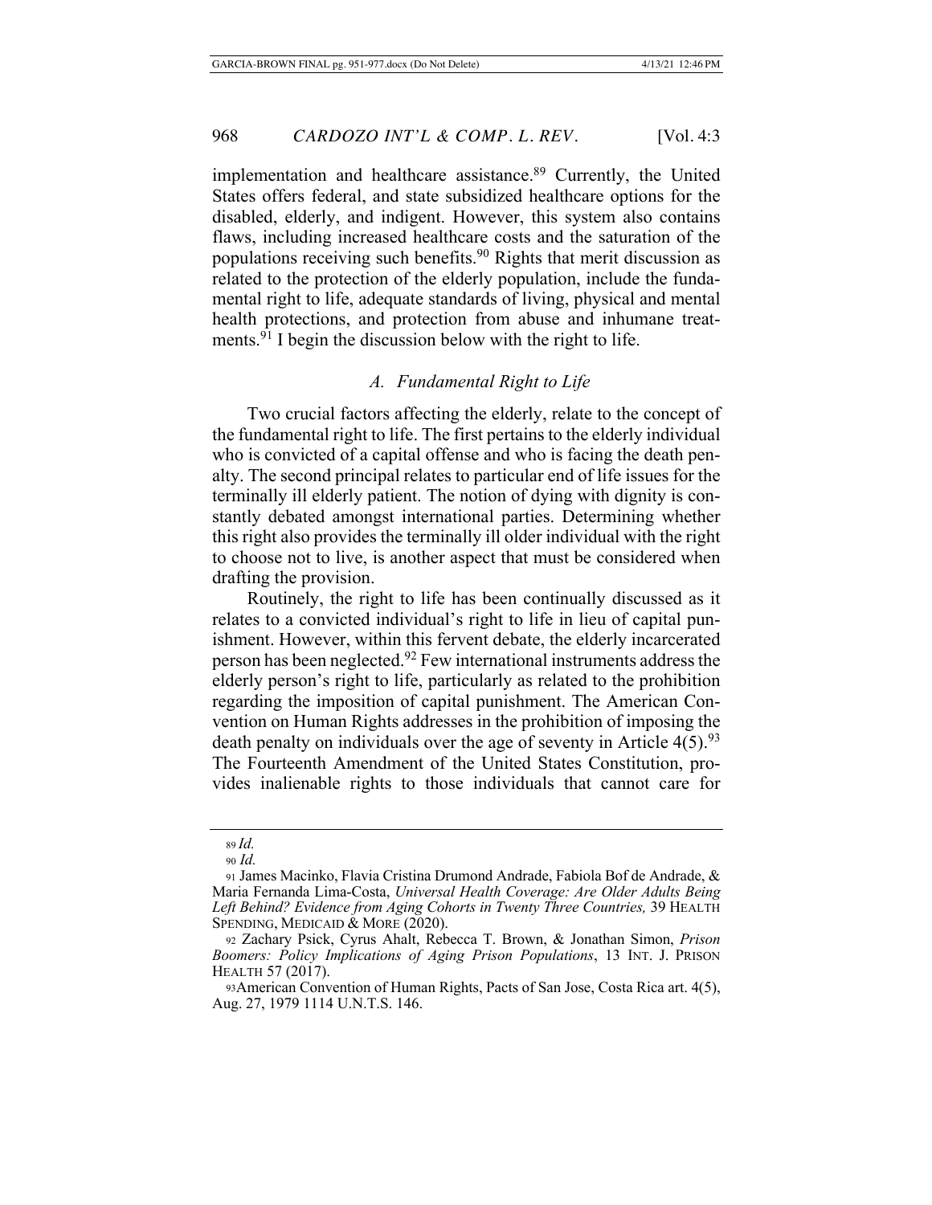implementation and healthcare assistance.[89] Currently, the United States offers federal, and state subsidized healthcare options for the disabled, elderly, and indigent. However, this system also contains flaws, including increased healthcare costs and the saturation of the populations receiving such benefits.[90] Rights that merit discussion as related to the protection of the elderly population, include the fundamental right to life, adequate standards of living, physical and mental health protections, and protection from abuse and inhumane treatments.[91] I begin the discussion below with the right to life.

### *A. Fundamental Right to Life*

Two crucial factors affecting the elderly, relate to the concept of the fundamental right to life. The first pertains to the elderly individual who is convicted of a capital offense and who is facing the death penalty. The second principal relates to particular end of life issues for the terminally ill elderly patient. The notion of dying with dignity is constantly debated amongst international parties. Determining whether this right also provides the terminally ill older individual with the right to choose not to live, is another aspect that must be considered when drafting the provision.

Routinely, the right to life has been continually discussed as it relates to a convicted individual's right to life in lieu of capital punishment. However, within this fervent debate, the elderly incarcerated person has been neglected.[92] Few international instruments address the elderly person's right to life, particularly as related to the prohibition regarding the imposition of capital punishment. The American Convention on Human Rights addresses in the prohibition of imposing the death penalty on individuals over the age of seventy in Article 4(5).[93] The Fourteenth Amendment of the United States Constitution, provides inalienable rights to those individuals that cannot care for

---

89 *Id.*

90 *Id.*

91 James Macinko, Flavia Cristina Drumond Andrade, Fabiola Bof de Andrade, & Maria Fernanda Lima-Costa, *Universal Health Coverage: Are Older Adults Being Left Behind? Evidence from Aging Cohorts in Twenty Three Countries,* 39 HEALTH SPENDING, MEDICAID & MORE (2020).

92 Zachary Psick, Cyrus Ahalt, Rebecca T. Brown, & Jonathan Simon, *Prison Boomers: Policy Implications of Aging Prison Populations*, 13 INT. J. PRISON HEALTH 57 (2017).

93 American Convention of Human Rights, Pacts of San Jose, Costa Rica art. 4(5), Aug. 27, 1979 1114 U.N.T.S. 146.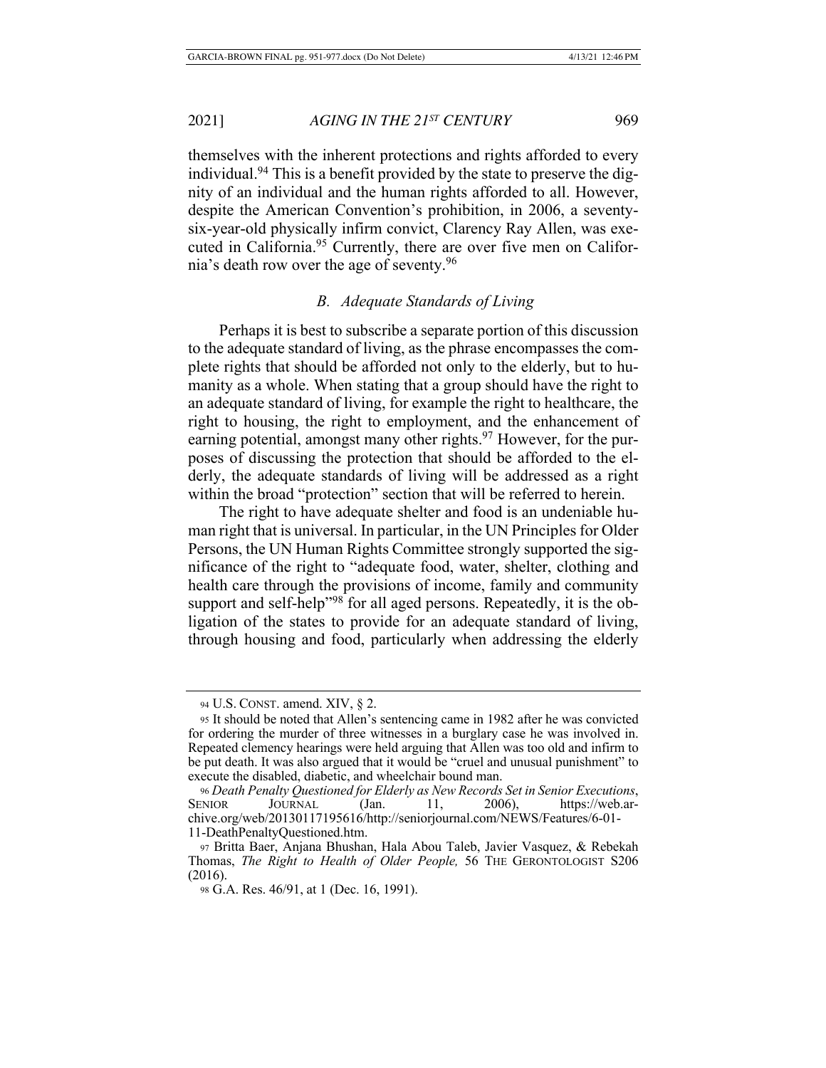themselves with the inherent protections and rights afforded to every individual.[94] This is a benefit provided by the state to preserve the dignity of an individual and the human rights afforded to all. However, despite the American Convention's prohibition, in 2006, a seventy-six-year-old physically infirm convict, Clarency Ray Allen, was executed in California.[95] Currently, there are over five men on California's death row over the age of seventy.[96]

### *B. Adequate Standards of Living*

Perhaps it is best to subscribe a separate portion of this discussion to the adequate standard of living, as the phrase encompasses the complete rights that should be afforded not only to the elderly, but to humanity as a whole. When stating that a group should have the right to an adequate standard of living, for example the right to healthcare, the right to housing, the right to employment, and the enhancement of earning potential, amongst many other rights.[97] However, for the purposes of discussing the protection that should be afforded to the elderly, the adequate standards of living will be addressed as a right within the broad "protection" section that will be referred to herein.

The right to have adequate shelter and food is an undeniable human right that is universal. In particular, in the UN Principles for Older Persons, the UN Human Rights Committee strongly supported the significance of the right to "adequate food, water, shelter, clothing and health care through the provisions of income, family and community support and self-help"[98] for all aged persons. Repeatedly, it is the obligation of the states to provide for an adequate standard of living, through housing and food, particularly when addressing the elderly

---

[94] U.S. CONST. amend. XIV, § 2.

[95] It should be noted that Allen's sentencing came in 1982 after he was convicted for ordering the murder of three witnesses in a burglary case he was involved in. Repeated clemency hearings were held arguing that Allen was too old and infirm to be put death. It was also argued that it would be "cruel and unusual punishment" to execute the disabled, diabetic, and wheelchair bound man.

[96] *Death Penalty Questioned for Elderly as New Records Set in Senior Executions*, SENIOR JOURNAL (Jan. 11, 2006), https://web.archive.org/web/20130117195616/http://seniorjournal.com/NEWS/Features/6-01-11-DeathPenaltyQuestioned.htm.

[97] Britta Baer, Anjana Bhushan, Hala Abou Taleb, Javier Vasquez, & Rebekah Thomas, *The Right to Health of Older People,* 56 THE GERONTOLOGIST S206 (2016).

[98] G.A. Res. 46/91, at 1 (Dec. 16, 1991).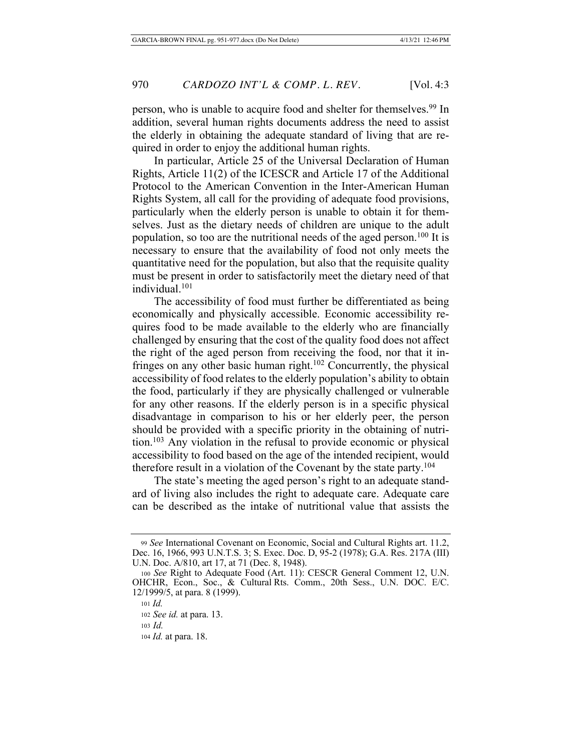person, who is unable to acquire food and shelter for themselves.[99] In addition, several human rights documents address the need to assist the elderly in obtaining the adequate standard of living that are required in order to enjoy the additional human rights.

In particular, Article 25 of the Universal Declaration of Human Rights, Article 11(2) of the ICESCR and Article 17 of the Additional Protocol to the American Convention in the Inter-American Human Rights System, all call for the providing of adequate food provisions, particularly when the elderly person is unable to obtain it for themselves. Just as the dietary needs of children are unique to the adult population, so too are the nutritional needs of the aged person.[100] It is necessary to ensure that the availability of food not only meets the quantitative need for the population, but also that the requisite quality must be present in order to satisfactorily meet the dietary need of that individual.[101]

The accessibility of food must further be differentiated as being economically and physically accessible. Economic accessibility requires food to be made available to the elderly who are financially challenged by ensuring that the cost of the quality food does not affect the right of the aged person from receiving the food, nor that it infringes on any other basic human right.[102] Concurrently, the physical accessibility of food relates to the elderly population's ability to obtain the food, particularly if they are physically challenged or vulnerable for any other reasons. If the elderly person is in a specific physical disadvantage in comparison to his or her elderly peer, the person should be provided with a specific priority in the obtaining of nutrition.[103] Any violation in the refusal to provide economic or physical accessibility to food based on the age of the intended recipient, would therefore result in a violation of the Covenant by the state party.[104]

The state's meeting the aged person's right to an adequate standard of living also includes the right to adequate care. Adequate care can be described as the intake of nutritional value that assists the

---

99 *See* International Covenant on Economic, Social and Cultural Rights art. 11.2, Dec. 16, 1966, 993 U.N.T.S. 3; S. Exec. Doc. D, 95-2 (1978); G.A. Res. 217A (III) U.N. Doc. A/810, art 17, at 71 (Dec. 8, 1948).

100 *See* Right to Adequate Food (Art. 11): CESCR General Comment 12, U.N. OHCHR, Econ., Soc., & Cultural Rts. Comm., 20th Sess., U.N. DOC. E/C. 12/1999/5, at para. 8 (1999).

101 *Id.*

102 *See id.* at para. 13.

103 *Id.*

104 *Id.* at para. 18.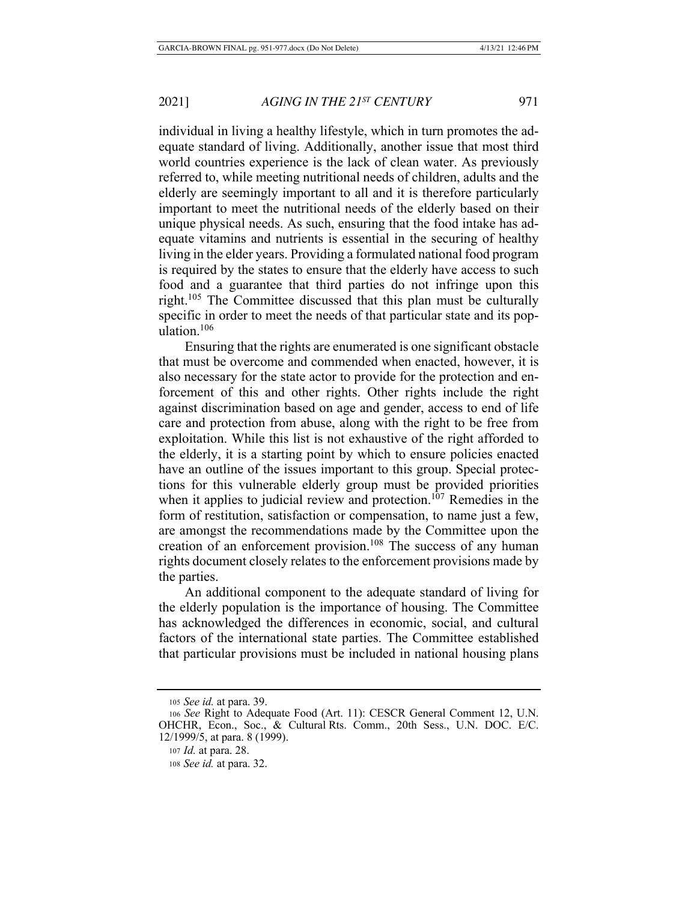individual in living a healthy lifestyle, which in turn promotes the adequate standard of living. Additionally, another issue that most third world countries experience is the lack of clean water. As previously referred to, while meeting nutritional needs of children, adults and the elderly are seemingly important to all and it is therefore particularly important to meet the nutritional needs of the elderly based on their unique physical needs. As such, ensuring that the food intake has adequate vitamins and nutrients is essential in the securing of healthy living in the elder years. Providing a formulated national food program is required by the states to ensure that the elderly have access to such food and a guarantee that third parties do not infringe upon this right.[105] The Committee discussed that this plan must be culturally specific in order to meet the needs of that particular state and its population.[106]

Ensuring that the rights are enumerated is one significant obstacle that must be overcome and commended when enacted, however, it is also necessary for the state actor to provide for the protection and enforcement of this and other rights. Other rights include the right against discrimination based on age and gender, access to end of life care and protection from abuse, along with the right to be free from exploitation. While this list is not exhaustive of the right afforded to the elderly, it is a starting point by which to ensure policies enacted have an outline of the issues important to this group. Special protections for this vulnerable elderly group must be provided priorities when it applies to judicial review and protection.[107] Remedies in the form of restitution, satisfaction or compensation, to name just a few, are amongst the recommendations made by the Committee upon the creation of an enforcement provision.[108] The success of any human rights document closely relates to the enforcement provisions made by the parties.

An additional component to the adequate standard of living for the elderly population is the importance of housing. The Committee has acknowledged the differences in economic, social, and cultural factors of the international state parties. The Committee established that particular provisions must be included in national housing plans

---

105 *See id.* at para. 39.

106 *See* Right to Adequate Food (Art. 11): CESCR General Comment 12, U.N. OHCHR, Econ., Soc., & Cultural Rts. Comm., 20th Sess., U.N. DOC. E/C. 12/1999/5, at para. 8 (1999).

107 *Id.* at para. 28.

108 *See id.* at para. 32.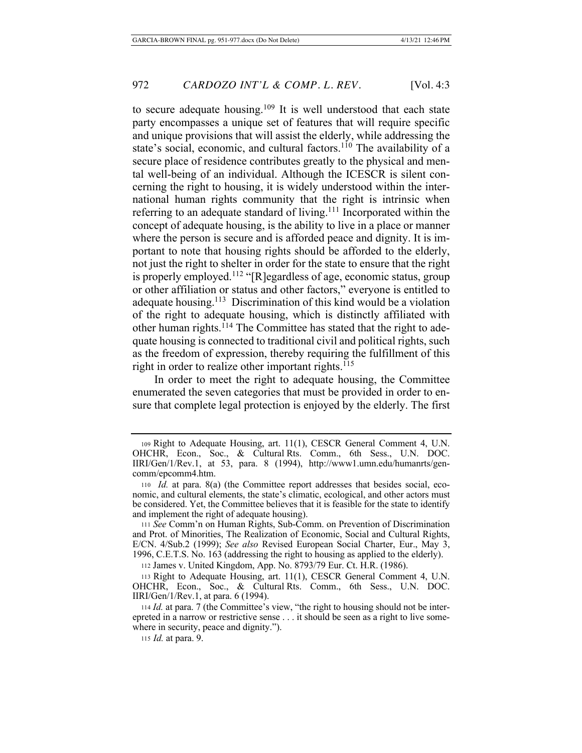to secure adequate housing.[109] It is well understood that each state party encompasses a unique set of features that will require specific and unique provisions that will assist the elderly, while addressing the state's social, economic, and cultural factors.[110] The availability of a secure place of residence contributes greatly to the physical and mental well-being of an individual. Although the ICESCR is silent concerning the right to housing, it is widely understood within the international human rights community that the right is intrinsic when referring to an adequate standard of living.[111] Incorporated within the concept of adequate housing, is the ability to live in a place or manner where the person is secure and is afforded peace and dignity. It is important to note that housing rights should be afforded to the elderly, not just the right to shelter in order for the state to ensure that the right is properly employed.[112] "[R]egardless of age, economic status, group or other affiliation or status and other factors," everyone is entitled to adequate housing.[113] Discrimination of this kind would be a violation of the right to adequate housing, which is distinctly affiliated with other human rights.[114] The Committee has stated that the right to adequate housing is connected to traditional civil and political rights, such as the freedom of expression, thereby requiring the fulfillment of this right in order to realize other important rights.[115]

In order to meet the right to adequate housing, the Committee enumerated the seven categories that must be provided in order to ensure that complete legal protection is enjoyed by the elderly. The first

---

109 Right to Adequate Housing, art. 11(1), CESCR General Comment 4, U.N. OHCHR, Econ., Soc., & Cultural Rts. Comm., 6th Sess., U.N. DOC. IIRI/Gen/1/Rev.1, at 53, para. 8 (1994), http://www1.umn.edu/humanrts/gencomm/epcomm4.htm.

110 *Id.* at para. 8(a) (the Committee report addresses that besides social, economic, and cultural elements, the state's climatic, ecological, and other actors must be considered. Yet, the Committee believes that it is feasible for the state to identify and implement the right of adequate housing).

111 *See* Comm'n on Human Rights, Sub-Comm. on Prevention of Discrimination and Prot. of Minorities, The Realization of Economic, Social and Cultural Rights, E/CN. 4/Sub.2 (1999); *See also* Revised European Social Charter, Eur., May 3, 1996, C.E.T.S. No. 163 (addressing the right to housing as applied to the elderly).

112 James v. United Kingdom, App. No. 8793/79 Eur. Ct. H.R. (1986).

113 Right to Adequate Housing, art. 11(1), CESCR General Comment 4, U.N. OHCHR, Econ., Soc., & Cultural Rts. Comm., 6th Sess., U.N. DOC. IIRI/Gen/1/Rev.1, at para. 6 (1994).

114 *Id.* at para. 7 (the Committee's view, "the right to housing should not be interepreted in a narrow or restrictive sense . . . it should be seen as a right to live somewhere in security, peace and dignity.").

115 *Id.* at para. 9.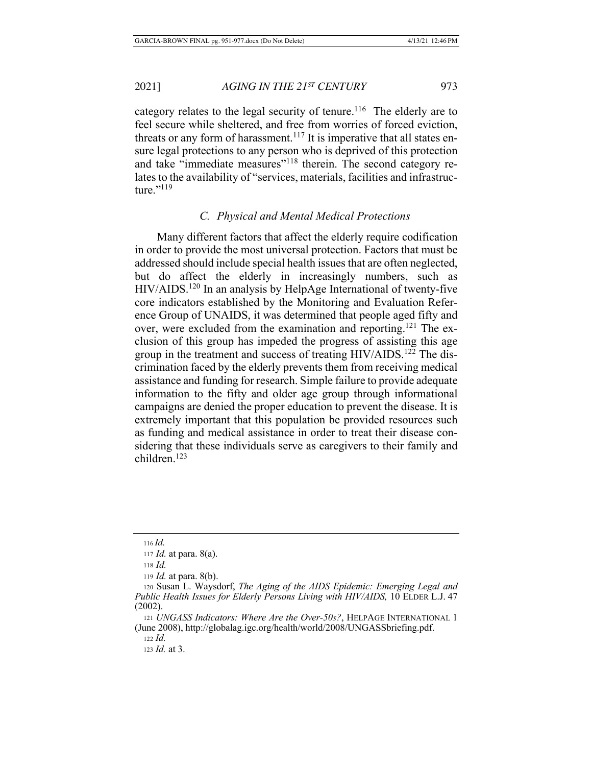category relates to the legal security of tenure.[116] The elderly are to feel secure while sheltered, and free from worries of forced eviction, threats or any form of harassment.[117] It is imperative that all states ensure legal protections to any person who is deprived of this protection and take "immediate measures"[118] therein. The second category relates to the availability of "services, materials, facilities and infrastructure."[119]

### C. Physical and Mental Medical Protections

Many different factors that affect the elderly require codification in order to provide the most universal protection. Factors that must be addressed should include special health issues that are often neglected, but do affect the elderly in increasingly numbers, such as HIV/AIDS.[120] In an analysis by HelpAge International of twenty-five core indicators established by the Monitoring and Evaluation Reference Group of UNAIDS, it was determined that people aged fifty and over, were excluded from the examination and reporting.[121] The exclusion of this group has impeded the progress of assisting this age group in the treatment and success of treating HIV/AIDS.[122] The discrimination faced by the elderly prevents them from receiving medical assistance and funding for research. Simple failure to provide adequate information to the fifty and older age group through informational campaigns are denied the proper education to prevent the disease. It is extremely important that this population be provided resources such as funding and medical assistance in order to treat their disease considering that these individuals serve as caregivers to their family and children.[123]

---

116 *Id.*

117 *Id.* at para. 8(a).

118 *Id.*

119 *Id.* at para. 8(b).

120 Susan L. Waysdorf, *The Aging of the AIDS Epidemic: Emerging Legal and Public Health Issues for Elderly Persons Living with HIV/AIDS,* 10 ELDER L.J. 47 (2002).

121 *UNGASS Indicators: Where Are the Over-50s?*, HELPAGE INTERNATIONAL 1 (June 2008), http://globalag.igc.org/health/world/2008/UNGASSbriefing.pdf.

122 *Id.*

123 *Id.* at 3.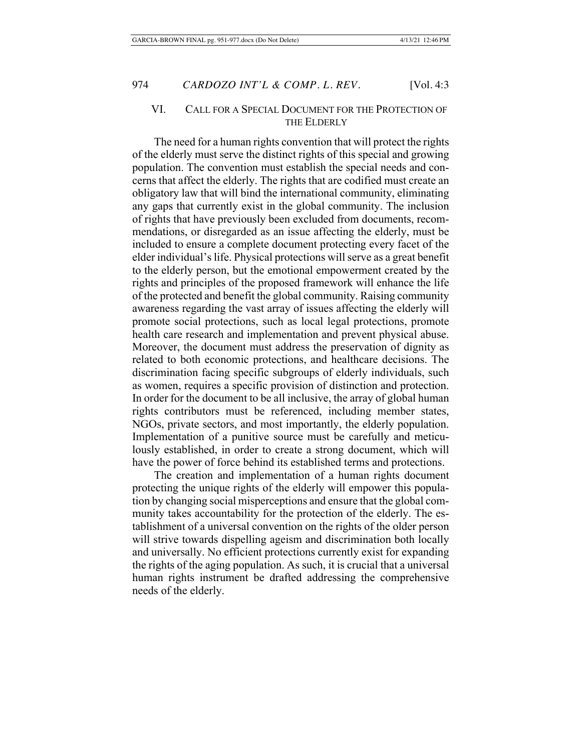## VI. Call for a Special Document for the Protection of the Elderly

The need for a human rights convention that will protect the rights of the elderly must serve the distinct rights of this special and growing population. The convention must establish the special needs and concerns that affect the elderly. The rights that are codified must create an obligatory law that will bind the international community, eliminating any gaps that currently exist in the global community. The inclusion of rights that have previously been excluded from documents, recommendations, or disregarded as an issue affecting the elderly, must be included to ensure a complete document protecting every facet of the elder individual's life. Physical protections will serve as a great benefit to the elderly person, but the emotional empowerment created by the rights and principles of the proposed framework will enhance the life of the protected and benefit the global community. Raising community awareness regarding the vast array of issues affecting the elderly will promote social protections, such as local legal protections, promote health care research and implementation and prevent physical abuse. Moreover, the document must address the preservation of dignity as related to both economic protections, and healthcare decisions. The discrimination facing specific subgroups of elderly individuals, such as women, requires a specific provision of distinction and protection. In order for the document to be all inclusive, the array of global human rights contributors must be referenced, including member states, NGOs, private sectors, and most importantly, the elderly population. Implementation of a punitive source must be carefully and meticulously established, in order to create a strong document, which will have the power of force behind its established terms and protections.

The creation and implementation of a human rights document protecting the unique rights of the elderly will empower this population by changing social misperceptions and ensure that the global community takes accountability for the protection of the elderly. The establishment of a universal convention on the rights of the older person will strive towards dispelling ageism and discrimination both locally and universally. No efficient protections currently exist for expanding the rights of the aging population. As such, it is crucial that a universal human rights instrument be drafted addressing the comprehensive needs of the elderly.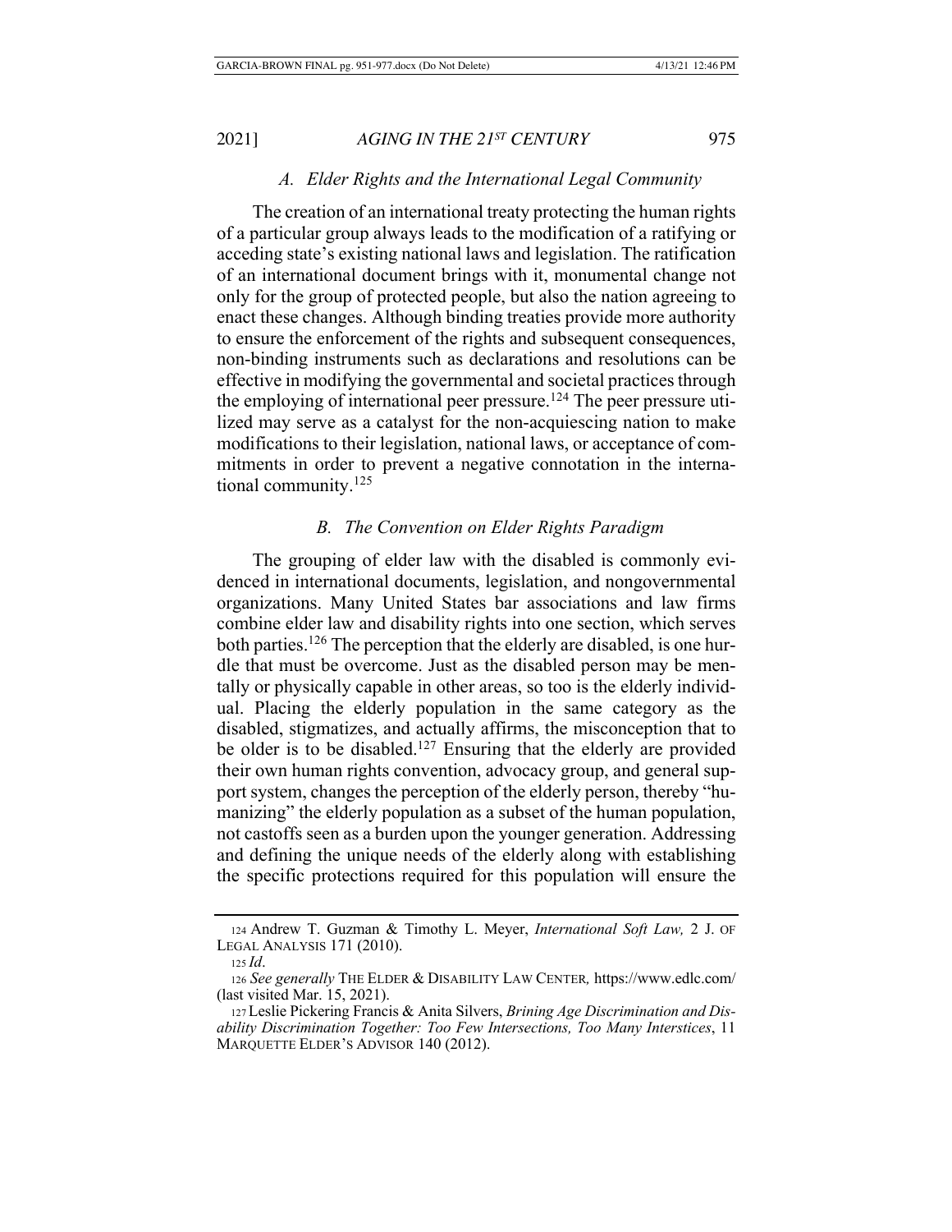### A. Elder Rights and the International Legal Community

The creation of an international treaty protecting the human rights of a particular group always leads to the modification of a ratifying or acceding state's existing national laws and legislation. The ratification of an international document brings with it, monumental change not only for the group of protected people, but also the nation agreeing to enact these changes. Although binding treaties provide more authority to ensure the enforcement of the rights and subsequent consequences, non-binding instruments such as declarations and resolutions can be effective in modifying the governmental and societal practices through the employing of international peer pressure.[124] The peer pressure utilized may serve as a catalyst for the non-acquiescing nation to make modifications to their legislation, national laws, or acceptance of commitments in order to prevent a negative connotation in the international community.[125]

### B. The Convention on Elder Rights Paradigm

The grouping of elder law with the disabled is commonly evidenced in international documents, legislation, and nongovernmental organizations. Many United States bar associations and law firms combine elder law and disability rights into one section, which serves both parties.[126] The perception that the elderly are disabled, is one hurdle that must be overcome. Just as the disabled person may be mentally or physically capable in other areas, so too is the elderly individual. Placing the elderly population in the same category as the disabled, stigmatizes, and actually affirms, the misconception that to be older is to be disabled.[127] Ensuring that the elderly are provided their own human rights convention, advocacy group, and general support system, changes the perception of the elderly person, thereby "humanizing" the elderly population as a subset of the human population, not castoffs seen as a burden upon the younger generation. Addressing and defining the unique needs of the elderly along with establishing the specific protections required for this population will ensure the

---

124 Andrew T. Guzman & Timothy L. Meyer, *International Soft Law,* 2 J. OF LEGAL ANALYSIS 171 (2010).

125 *Id.*

126 *See generally* THE ELDER & DISABILITY LAW CENTER, https://www.edlc.com/ (last visited Mar. 15, 2021).

127 Leslie Pickering Francis & Anita Silvers, *Brining Age Discrimination and Disability Discrimination Together: Too Few Intersections, Too Many Interstices*, 11 MARQUETTE ELDER'S ADVISOR 140 (2012).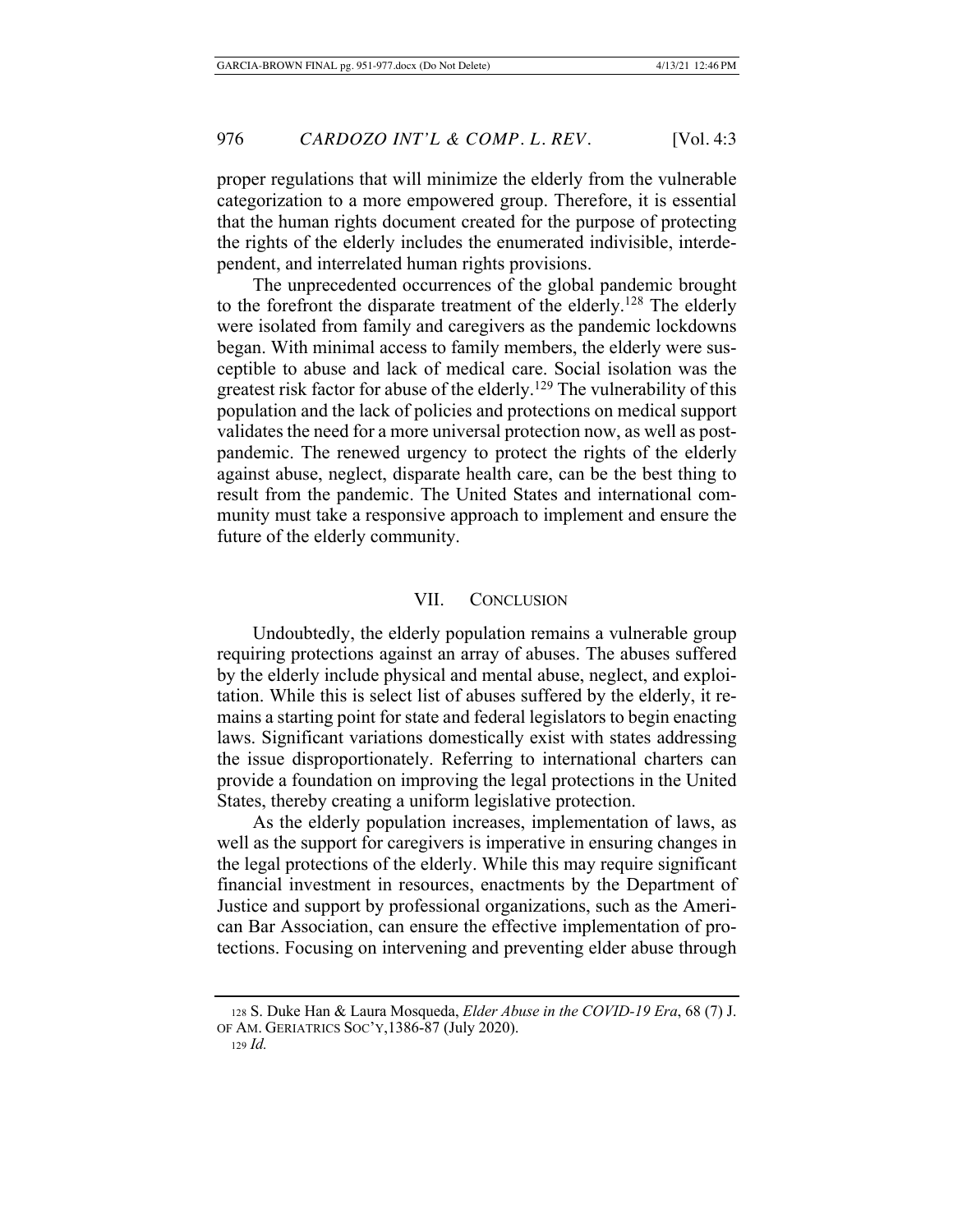proper regulations that will minimize the elderly from the vulnerable categorization to a more empowered group. Therefore, it is essential that the human rights document created for the purpose of protecting the rights of the elderly includes the enumerated indivisible, interdependent, and interrelated human rights provisions.

The unprecedented occurrences of the global pandemic brought to the forefront the disparate treatment of the elderly.[128] The elderly were isolated from family and caregivers as the pandemic lockdowns began. With minimal access to family members, the elderly were susceptible to abuse and lack of medical care. Social isolation was the greatest risk factor for abuse of the elderly.[129] The vulnerability of this population and the lack of policies and protections on medical support validates the need for a more universal protection now, as well as post-pandemic. The renewed urgency to protect the rights of the elderly against abuse, neglect, disparate health care, can be the best thing to result from the pandemic. The United States and international community must take a responsive approach to implement and ensure the future of the elderly community.

## VII. Conclusion

Undoubtedly, the elderly population remains a vulnerable group requiring protections against an array of abuses. The abuses suffered by the elderly include physical and mental abuse, neglect, and exploitation. While this is select list of abuses suffered by the elderly, it remains a starting point for state and federal legislators to begin enacting laws. Significant variations domestically exist with states addressing the issue disproportionately. Referring to international charters can provide a foundation on improving the legal protections in the United States, thereby creating a uniform legislative protection.

As the elderly population increases, implementation of laws, as well as the support for caregivers is imperative in ensuring changes in the legal protections of the elderly. While this may require significant financial investment in resources, enactments by the Department of Justice and support by professional organizations, such as the American Bar Association, can ensure the effective implementation of protections. Focusing on intervening and preventing elder abuse through

---

[128] S. Duke Han & Laura Mosqueda, *Elder Abuse in the COVID-19 Era*, 68 (7) J. OF AM. GERIATRICS SOC'Y,1386-87 (July 2020).

[129] *Id.*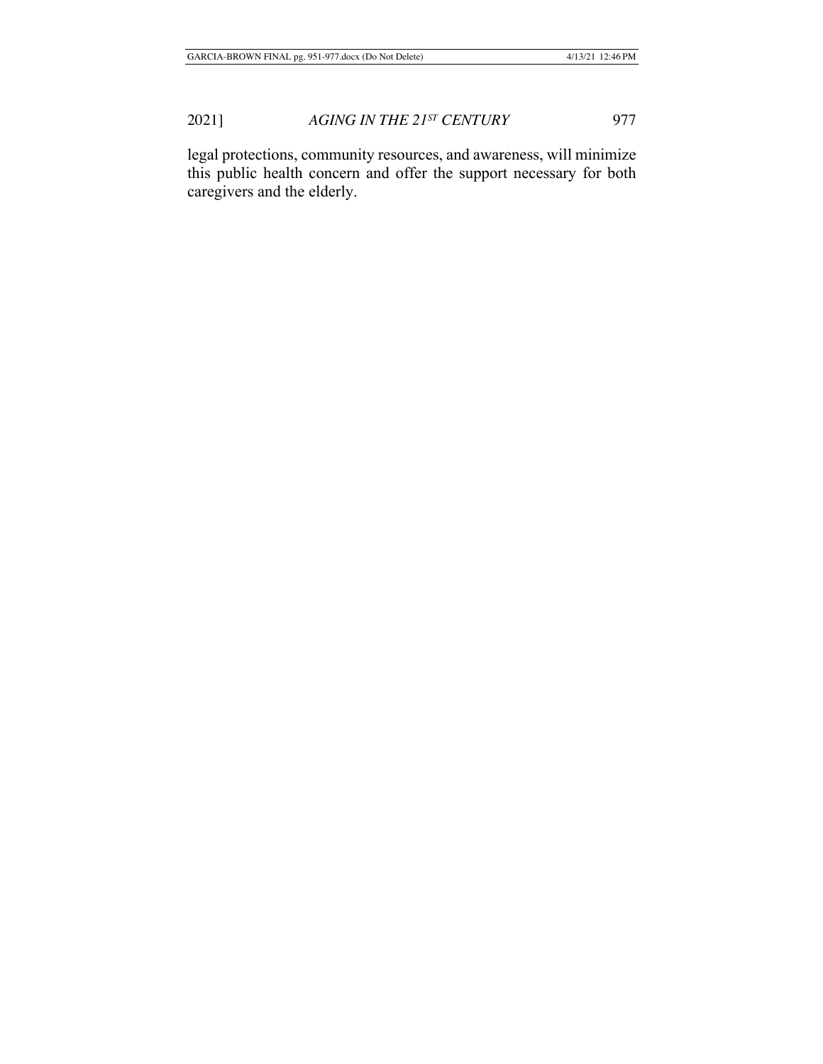legal protections, community resources, and awareness, will minimize this public health concern and offer the support necessary for both caregivers and the elderly.